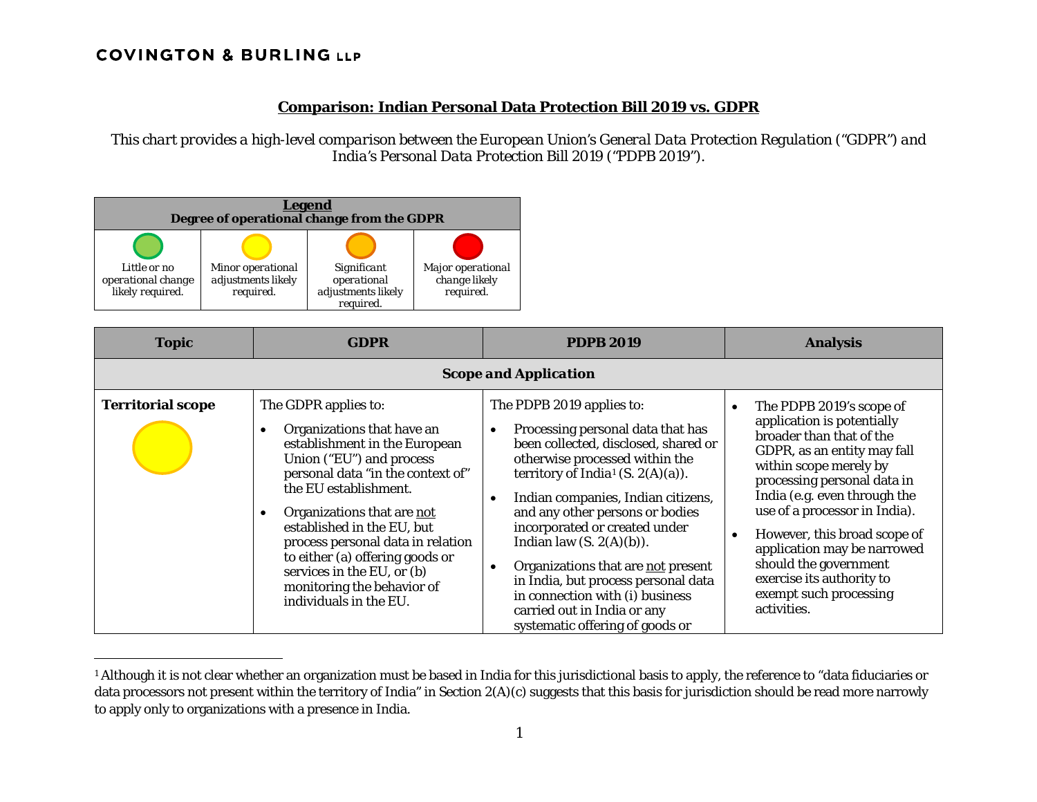COVINGTON & BURLING LLP

# Comparison: Indian Personal Data Protection Bill 2019 vs. GDPR

*This chart provides a high-level comparison between the European Union's General Data Protection Regulation ("GDPR") and India's Personal Data Protection Bill 2019 ("PDPB 2019").*

| **Legend**<br>**Degree of operational change from the GDPR** | | | |
|---|---|---|---|
| (Green) Little or no operational change likely required. | (Yellow) Minor operational adjustments likely required. | (Orange) Significant operational adjustments likely required. | (Red) Major operational change likely required. |

| Topic | GDPR | PDPB 2019 | Analysis |
|---|---|---|---|
| **Scope and Application** | | | |
| **Territorial scope** (Yellow) | The GDPR applies to:<br>• Organizations that have an establishment in the European Union ("EU") and process personal data "in the context of" the EU establishment.<br>• Organizations that are not established in the EU, but process personal data in relation to either (a) offering goods or services in the EU, or (b) monitoring the behavior of individuals in the EU. | The PDPB 2019 applies to:<br>• Processing personal data that has been collected, disclosed, shared or otherwise processed within the territory of India[1] (S. 2(A)(a)).<br>• Indian companies, Indian citizens, and any other persons or bodies incorporated or created under Indian law (S. 2(A)(b)).<br>• Organizations that are not present in India, but process personal data in connection with (i) business carried out in India or any systematic offering of goods or | • The PDPB 2019's scope of application is potentially broader than that of the GDPR, as an entity may fall within scope merely by processing personal data in India (e.g. even through the use of a processor in India).<br>• However, this broad scope of application may be narrowed should the government exercise its authority to exempt such processing activities. |

[1] Although it is not clear whether an organization must be based in India for this jurisdictional basis to apply, the reference to "data fiduciaries or data processors not present within the territory of India" in Section 2(A)(c) suggests that this basis for jurisdiction should be read more narrowly to apply only to organizations with a presence in India.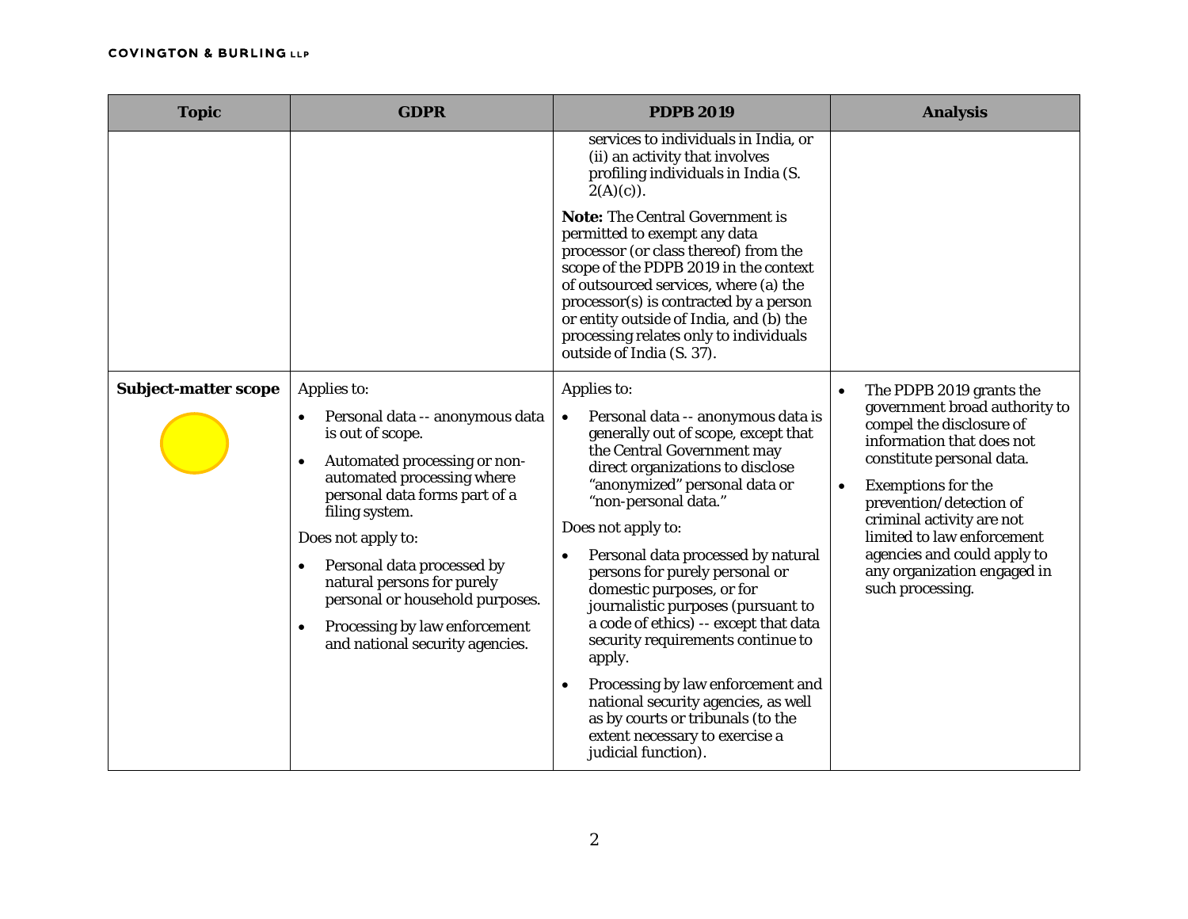| Topic | GDPR | PDPB 2019 | Analysis |
|---|---|---|---|
| | | services to individuals in India, or (ii) an activity that involves profiling individuals in India (S. 2(A)(c)).<br><br>**Note:** The Central Government is permitted to exempt any data processor (or class thereof) from the scope of the PDPB 2019 in the context of outsourced services, where (a) the processor(s) is contracted by a person or entity outside of India, and (b) the processing relates only to individuals outside of India (S. 37). | |
| **Subject-matter scope** | Applies to:<br>• Personal data -- anonymous data is out of scope.<br>• Automated processing or non-automated processing where personal data forms part of a filing system.<br><br>Does not apply to:<br>• Personal data processed by natural persons for purely personal or household purposes.<br>• Processing by law enforcement and national security agencies. | Applies to:<br>• Personal data -- anonymous data is generally out of scope, except that the Central Government may direct organizations to disclose "anonymized" personal data or "non-personal data."<br><br>Does not apply to:<br>• Personal data processed by natural persons for purely personal or domestic purposes, or for journalistic purposes (pursuant to a code of ethics) -- except that data security requirements continue to apply.<br>• Processing by law enforcement and national security agencies, as well as by courts or tribunals (to the extent necessary to exercise a judicial function). | • The PDPB 2019 grants the government broad authority to compel the disclosure of information that does not constitute personal data.<br>• Exemptions for the prevention/detection of criminal activity are not limited to law enforcement agencies and could apply to any organization engaged in such processing. |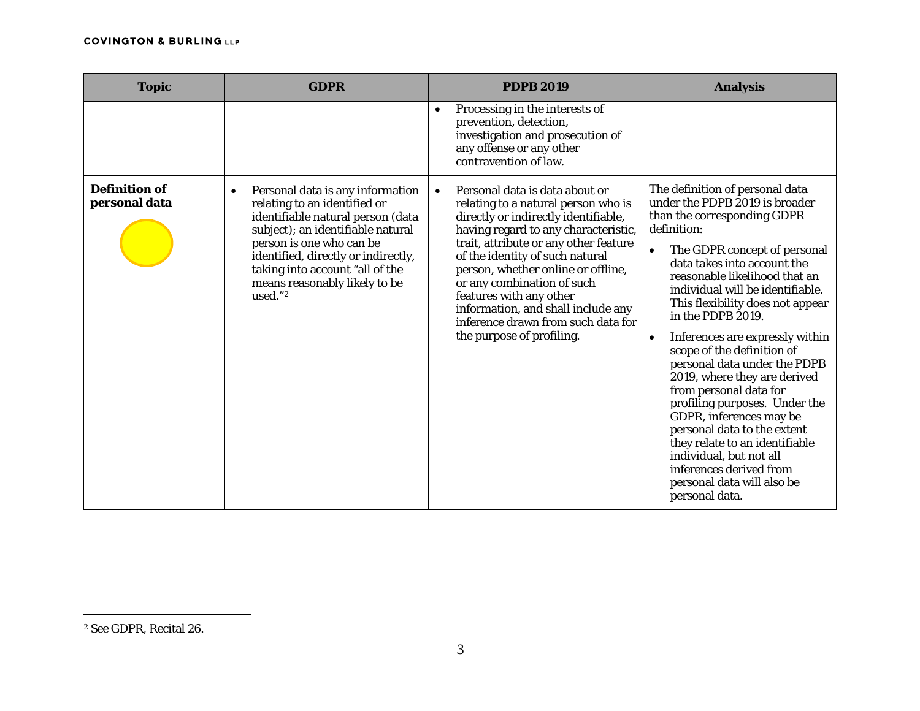| Topic | GDPR | PDPB 2019 | Analysis |
|---|---|---|---|
| | | • Processing in the interests of prevention, detection, investigation and prosecution of any offense or any other contravention of law. | |
| **Definition of personal data** | • Personal data is any information relating to an identified or identifiable natural person (data subject); an identifiable natural person is one who can be identified, directly or indirectly, taking into account "all of the means reasonably likely to be used."[2] | • Personal data is data about or relating to a natural person who is directly or indirectly identifiable, having regard to any characteristic, trait, attribute or any other feature of the identity of such natural person, whether online or offline, or any combination of such features with any other information, and shall include any inference drawn from such data for the purpose of profiling. | The definition of personal data under the PDPB 2019 is broader than the corresponding GDPR definition: <br>• The GDPR concept of personal data takes into account the reasonable likelihood that an individual will be identifiable. This flexibility does not appear in the PDPB 2019. <br>• Inferences are expressly within scope of the definition of personal data under the PDPB 2019, where they are derived from personal data for profiling purposes. Under the GDPR, inferences may be personal data to the extent they relate to an identifiable individual, but not all inferences derived from personal data will also be personal data. |

[2] See GDPR, Recital 26.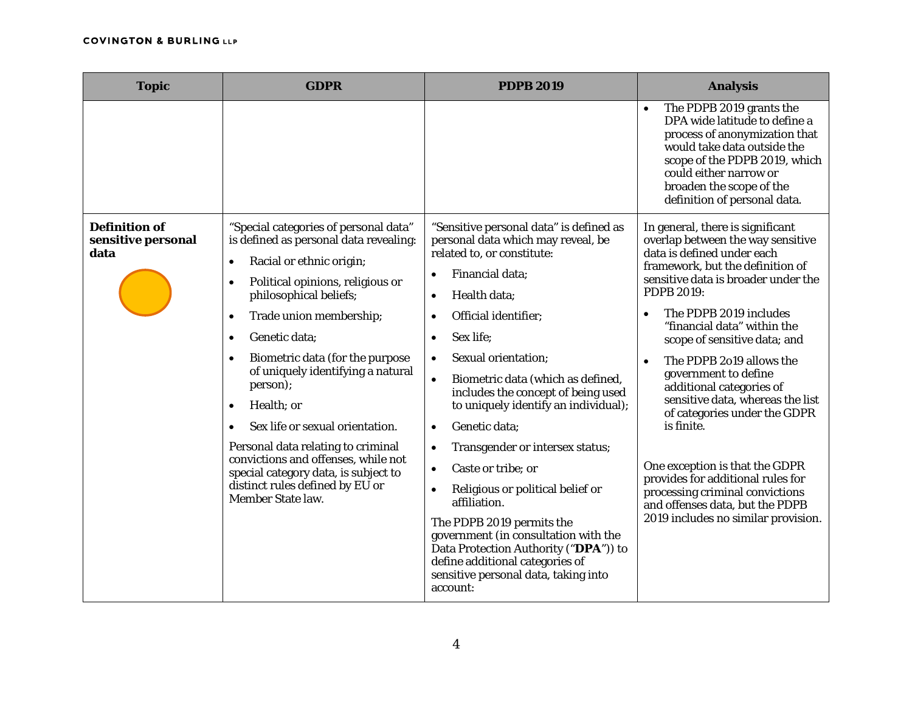| Topic | GDPR | PDPB 2019 | Analysis |
|---|---|---|---|
| | | | • The PDPB 2019 grants the DPA wide latitude to define a process of anonymization that would take data outside the scope of the PDPB 2019, which could either narrow or broaden the scope of the definition of personal data. |
| **Definition of sensitive personal data** | "Special categories of personal data" is defined as personal data revealing:<br>• Racial or ethnic origin;<br>• Political opinions, religious or philosophical beliefs;<br>• Trade union membership;<br>• Genetic data;<br>• Biometric data (for the purpose of uniquely identifying a natural person);<br>• Health; or<br>• Sex life or sexual orientation.<br>Personal data relating to criminal convictions and offenses, while not special category data, is subject to distinct rules defined by EU or Member State law. | "Sensitive personal data" is defined as personal data which may reveal, be related to, or constitute:<br>• Financial data;<br>• Health data;<br>• Official identifier;<br>• Sex life;<br>• Sexual orientation;<br>• Biometric data (which as defined, includes the concept of being used to uniquely identify an individual);<br>• Genetic data;<br>• Transgender or intersex status;<br>• Caste or tribe; or<br>• Religious or political belief or affiliation.<br>The PDPB 2019 permits the government (in consultation with the Data Protection Authority ("**DPA**")) to define additional categories of sensitive personal data, taking into account: | In general, there is significant overlap between the way sensitive data is defined under each framework, but the definition of sensitive data is broader under the PDPB 2019:<br>• The PDPB 2019 includes "financial data" within the scope of sensitive data; and<br>• The PDPB 2o19 allows the government to define additional categories of sensitive data, whereas the list of categories under the GDPR is finite.<br><br>One exception is that the GDPR provides for additional rules for processing criminal convictions and offenses data, but the PDPB 2019 includes no similar provision. |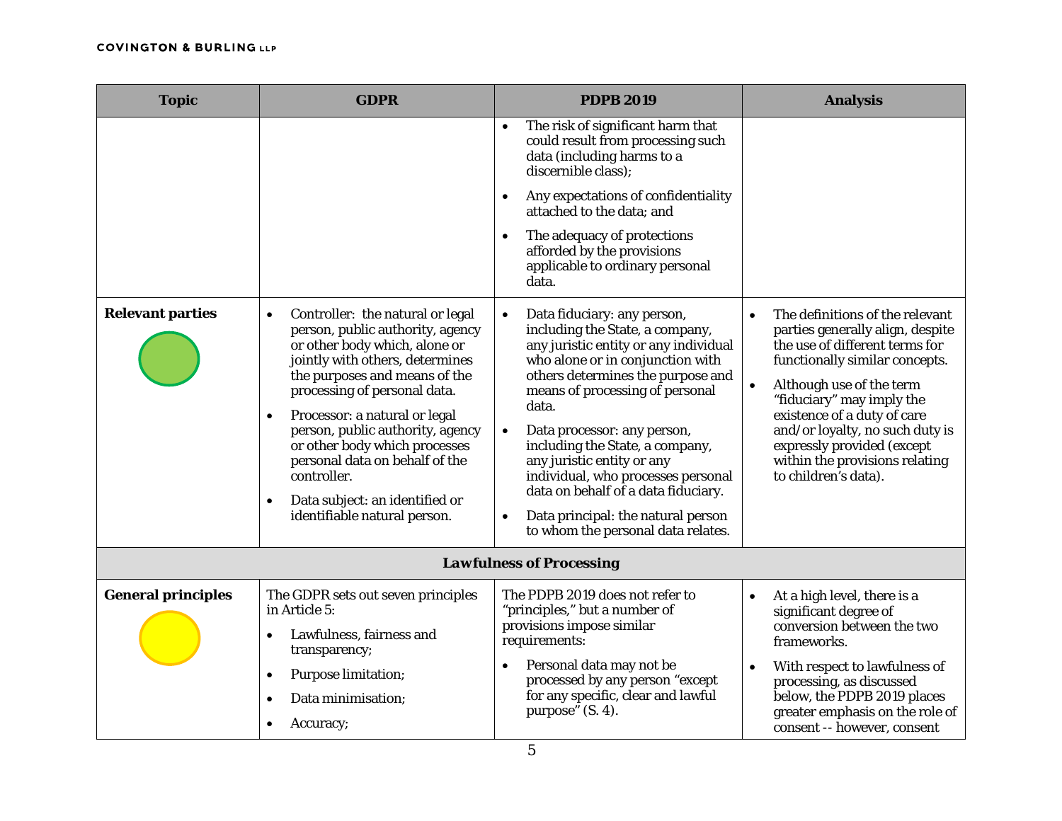| Topic | GDPR | PDPB 2019 | Analysis |
|---|---|---|---|
| | | • The risk of significant harm that could result from processing such data (including harms to a discernible class);<br>• Any expectations of confidentiality attached to the data; and<br>• The adequacy of protections afforded by the provisions applicable to ordinary personal data. | |
| **Relevant parties** | • Controller: the natural or legal person, public authority, agency or other body which, alone or jointly with others, determines the purposes and means of the processing of personal data.<br>• Processor: a natural or legal person, public authority, agency or other body which processes personal data on behalf of the controller.<br>• Data subject: an identified or identifiable natural person. | • Data fiduciary: any person, including the State, a company, any juristic entity or any individual who alone or in conjunction with others determines the purpose and means of processing of personal data.<br>• Data processor: any person, including the State, a company, any juristic entity or any individual, who processes personal data on behalf of a data fiduciary.<br>• Data principal: the natural person to whom the personal data relates. | • The definitions of the relevant parties generally align, despite the use of different terms for functionally similar concepts.<br>• Although use of the term "fiduciary" may imply the existence of a duty of care and/or loyalty, no such duty is expressly provided (except within the provisions relating to children's data). |
| **Lawfulness of Processing** | | | |
| **General principles** | The GDPR sets out seven principles in Article 5:<br>• Lawfulness, fairness and transparency;<br>• Purpose limitation;<br>• Data minimisation;<br>• Accuracy; | The PDPB 2019 does not refer to "principles," but a number of provisions impose similar requirements:<br>• Personal data may not be processed by any person "except for any specific, clear and lawful purpose" (S. 4). | • At a high level, there is a significant degree of conversion between the two frameworks.<br>• With respect to lawfulness of processing, as discussed below, the PDPB 2019 places greater emphasis on the role of consent -- however, consent |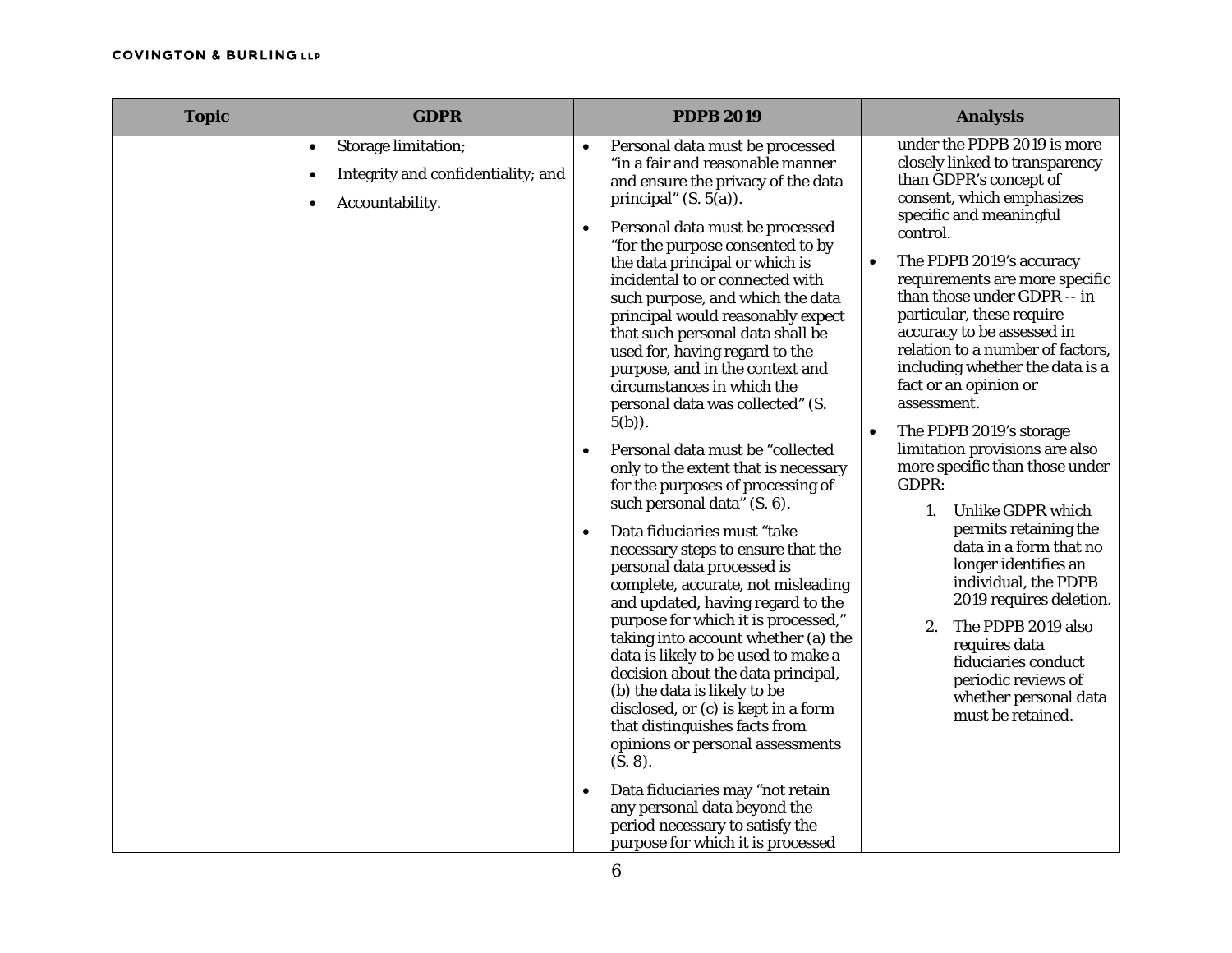| Topic | GDPR | PDPB 2019 | Analysis |
|---|---|---|---|
| | • Storage limitation;<br>• Integrity and confidentiality; and<br>• Accountability. | • Personal data must be processed "in a fair and reasonable manner and ensure the privacy of the data principal" (S. 5(a)).<br>• Personal data must be processed "for the purpose consented to by the data principal or which is incidental to or connected with such purpose, and which the data principal would reasonably expect that such personal data shall be used for, having regard to the purpose, and in the context and circumstances in which the personal data was collected" (S. 5(b)).<br>• Personal data must be "collected only to the extent that is necessary for the purposes of processing of such personal data" (S. 6).<br>• Data fiduciaries must "take necessary steps to ensure that the personal data processed is complete, accurate, not misleading and updated, having regard to the purpose for which it is processed," taking into account whether (a) the data is likely to be used to make a decision about the data principal, (b) the data is likely to be disclosed, or (c) is kept in a form that distinguishes facts from opinions or personal assessments (S. 8).<br>• Data fiduciaries may "not retain any personal data beyond the period necessary to satisfy the purpose for which it is processed | under the PDPB 2019 is more closely linked to transparency than GDPR's concept of consent, which emphasizes specific and meaningful control.<br>• The PDPB 2019's accuracy requirements are more specific than those under GDPR -- in particular, these require accuracy to be assessed in relation to a number of factors, including whether the data is a fact or an opinion or assessment.<br>• The PDPB 2019's storage limitation provisions are also more specific than those under GDPR:<br>1. Unlike GDPR which permits retaining the data in a form that no longer identifies an individual, the PDPB 2019 requires deletion.<br>2. The PDPB 2019 also requires data fiduciaries conduct periodic reviews of whether personal data must be retained. |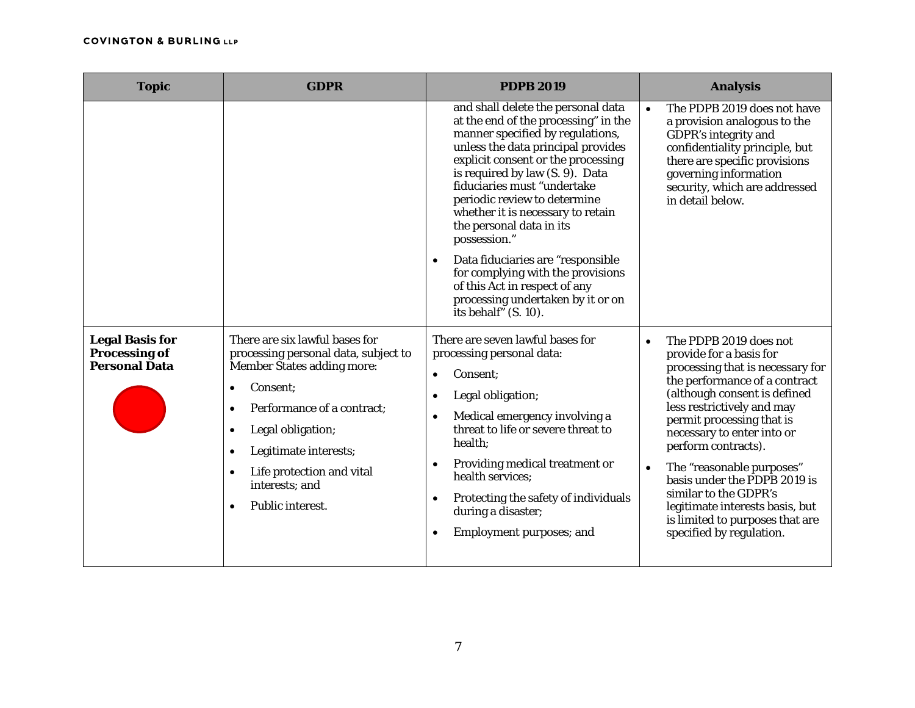| Topic | GDPR | PDPB 2019 | Analysis |
|---|---|---|---|
| | | and shall delete the personal data at the end of the processing" in the manner specified by regulations, unless the data principal provides explicit consent or the processing is required by law (S. 9). Data fiduciaries must "undertake periodic review to determine whether it is necessary to retain the personal data in its possession."<br>• Data fiduciaries are "responsible for complying with the provisions of this Act in respect of any processing undertaken by it or on its behalf" (S. 10). | • The PDPB 2019 does not have a provision analogous to the GDPR's integrity and confidentiality principle, but there are specific provisions governing information security, which are addressed in detail below. |
| **Legal Basis for Processing of Personal Data** | There are six lawful bases for processing personal data, subject to Member States adding more:<br>• Consent;<br>• Performance of a contract;<br>• Legal obligation;<br>• Legitimate interests;<br>• Life protection and vital interests; and<br>• Public interest. | There are seven lawful bases for processing personal data:<br>• Consent;<br>• Legal obligation;<br>• Medical emergency involving a threat to life or severe threat to health;<br>• Providing medical treatment or health services;<br>• Protecting the safety of individuals during a disaster;<br>• Employment purposes; and | • The PDPB 2019 does not provide for a basis for processing that is necessary for the performance of a contract (although consent is defined less restrictively and may permit processing that is necessary to enter into or perform contracts).<br>• The "reasonable purposes" basis under the PDPB 2019 is similar to the GDPR's legitimate interests basis, but is limited to purposes that are specified by regulation. |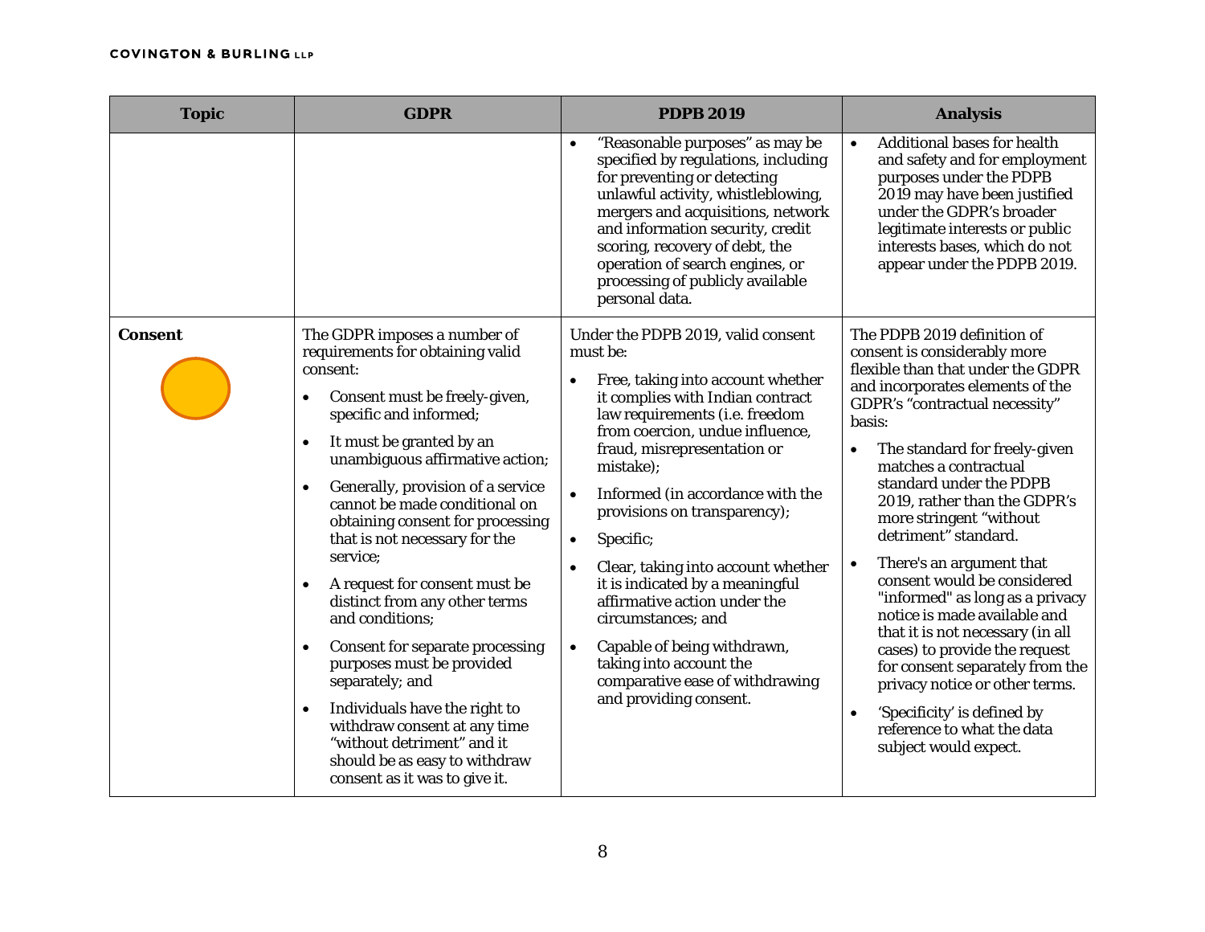| Topic | GDPR | PDPB 2019 | Analysis |
|---|---|---|---|
| | | • "Reasonable purposes" as may be specified by regulations, including for preventing or detecting unlawful activity, whistleblowing, mergers and acquisitions, network and information security, credit scoring, recovery of debt, the operation of search engines, or processing of publicly available personal data. | • Additional bases for health and safety and for employment purposes under the PDPB 2019 may have been justified under the GDPR's broader legitimate interests or public interests bases, which do not appear under the PDPB 2019. |
| **Consent** | The GDPR imposes a number of requirements for obtaining valid consent:<br>• Consent must be freely-given, specific and informed;<br>• It must be granted by an unambiguous affirmative action;<br>• Generally, provision of a service cannot be made conditional on obtaining consent for processing that is not necessary for the service;<br>• A request for consent must be distinct from any other terms and conditions;<br>• Consent for separate processing purposes must be provided separately; and<br>• Individuals have the right to withdraw consent at any time "without detriment" and it should be as easy to withdraw consent as it was to give it. | Under the PDPB 2019, valid consent must be:<br>• Free, taking into account whether it complies with Indian contract law requirements (i.e. freedom from coercion, undue influence, fraud, misrepresentation or mistake);<br>• Informed (in accordance with the provisions on transparency);<br>• Specific;<br>• Clear, taking into account whether it is indicated by a meaningful affirmative action under the circumstances; and<br>• Capable of being withdrawn, taking into account the comparative ease of withdrawing and providing consent. | The PDPB 2019 definition of consent is considerably more flexible than that under the GDPR and incorporates elements of the GDPR's "contractual necessity" basis:<br>• The standard for freely-given matches a contractual standard under the PDPB 2019, rather than the GDPR's more stringent "without detriment" standard.<br>• There's an argument that consent would be considered "informed" as long as a privacy notice is made available and that it is not necessary (in all cases) to provide the request for consent separately from the privacy notice or other terms.<br>• 'Specificity' is defined by reference to what the data subject would expect. |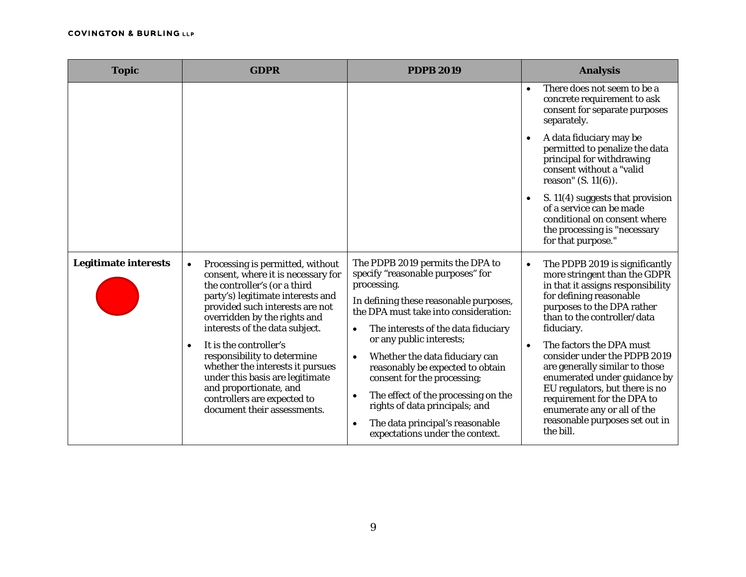| Topic | GDPR | PDPB 2019 | Analysis |
|---|---|---|---|
| | | | • There does not seem to be a concrete requirement to ask consent for separate purposes separately.<br>• A data fiduciary may be permitted to penalize the data principal for withdrawing consent without a "valid reason" (S. 11(6)).<br>• S. 11(4) suggests that provision of a service can be made conditional on consent where the processing is "necessary for that purpose." |
| **Legitimate interests** | • Processing is permitted, without consent, where it is necessary for the controller's (or a third party's) legitimate interests and provided such interests are not overridden by the rights and interests of the data subject.<br>• It is the controller's responsibility to determine whether the interests it pursues under this basis are legitimate and proportionate, and controllers are expected to document their assessments. | The PDPB 2019 permits the DPA to specify "reasonable purposes" for processing.<br>In defining these reasonable purposes, the DPA must take into consideration:<br>• The interests of the data fiduciary or any public interests;<br>• Whether the data fiduciary can reasonably be expected to obtain consent for the processing;<br>• The effect of the processing on the rights of data principals; and<br>• The data principal's reasonable expectations under the context. | • The PDPB 2019 is significantly more stringent than the GDPR in that it assigns responsibility for defining reasonable purposes to the DPA rather than to the controller/data fiduciary.<br>• The factors the DPA must consider under the PDPB 2019 are generally similar to those enumerated under guidance by EU regulators, but there is no requirement for the DPA to enumerate any or all of the reasonable purposes set out in the bill. |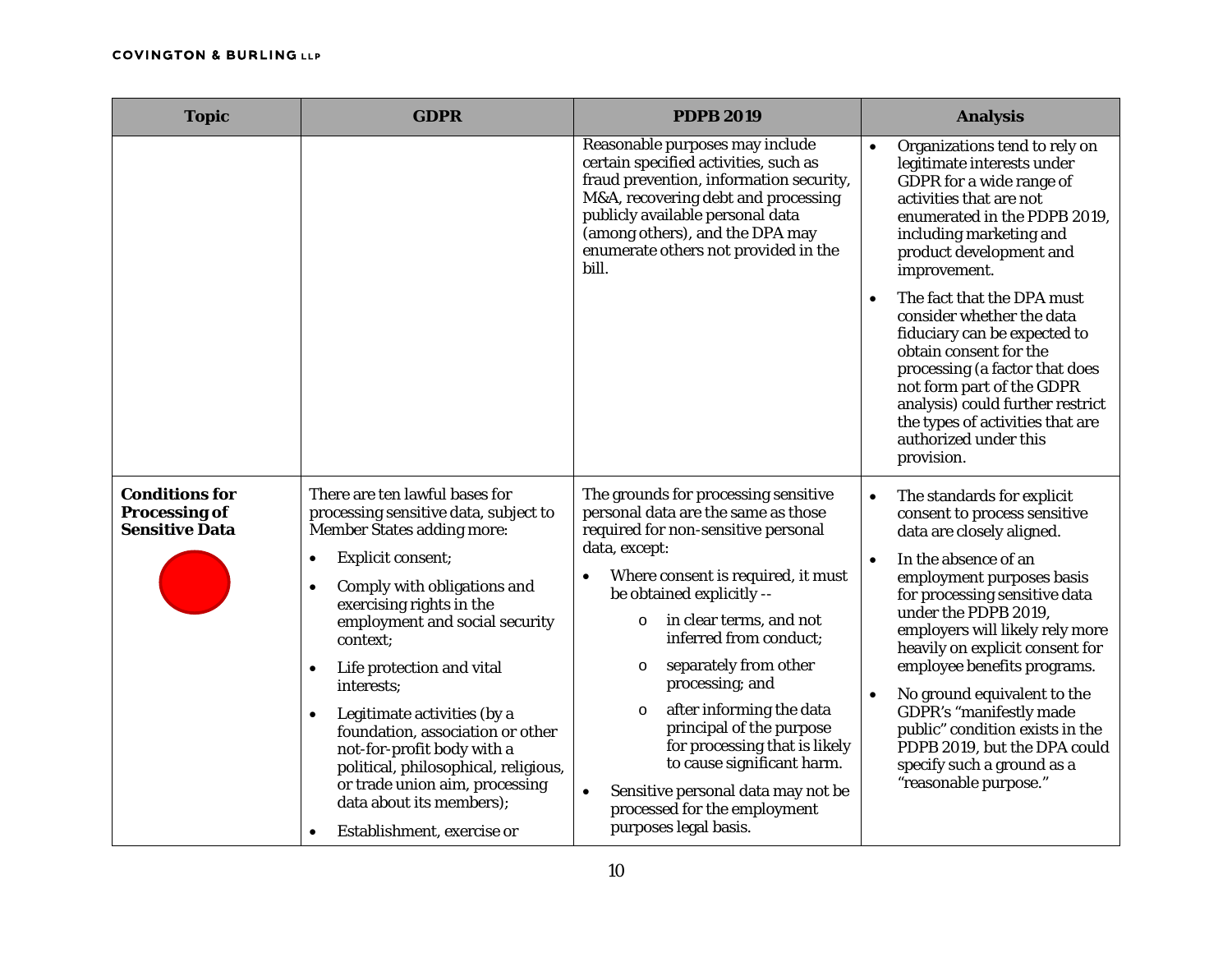| Topic | GDPR | PDPB 2019 | Analysis |
|---|---|---|---|
| | | Reasonable purposes may include certain specified activities, such as fraud prevention, information security, M&A, recovering debt and processing publicly available personal data (among others), and the DPA may enumerate others not provided in the bill. | • Organizations tend to rely on legitimate interests under GDPR for a wide range of activities that are not enumerated in the PDPB 2019, including marketing and product development and improvement.<br>• The fact that the DPA must consider whether the data fiduciary can be expected to obtain consent for the processing (a factor that does not form part of the GDPR analysis) could further restrict the types of activities that are authorized under this provision. |
| **Conditions for Processing of Sensitive Data** | There are ten lawful bases for processing sensitive data, subject to Member States adding more:<br>• Explicit consent;<br>• Comply with obligations and exercising rights in the employment and social security context;<br>• Life protection and vital interests;<br>• Legitimate activities (by a foundation, association or other not-for-profit body with a political, philosophical, religious, or trade union aim, processing data about its members);<br>• Establishment, exercise or | The grounds for processing sensitive personal data are the same as those required for non-sensitive personal data, except:<br>• Where consent is required, it must be obtained explicitly --<br>&nbsp;&nbsp;&nbsp;&nbsp;o in clear terms, and not inferred from conduct;<br>&nbsp;&nbsp;&nbsp;&nbsp;o separately from other processing; and<br>&nbsp;&nbsp;&nbsp;&nbsp;o after informing the data principal of the purpose for processing that is likely to cause significant harm.<br>• Sensitive personal data may not be processed for the employment purposes legal basis. | • The standards for explicit consent to process sensitive data are closely aligned.<br>• In the absence of an employment purposes basis for processing sensitive data under the PDPB 2019, employers will likely rely more heavily on explicit consent for employee benefits programs.<br>• No ground equivalent to the GDPR's "manifestly made public" condition exists in the PDPB 2019, but the DPA could specify such a ground as a "reasonable purpose." |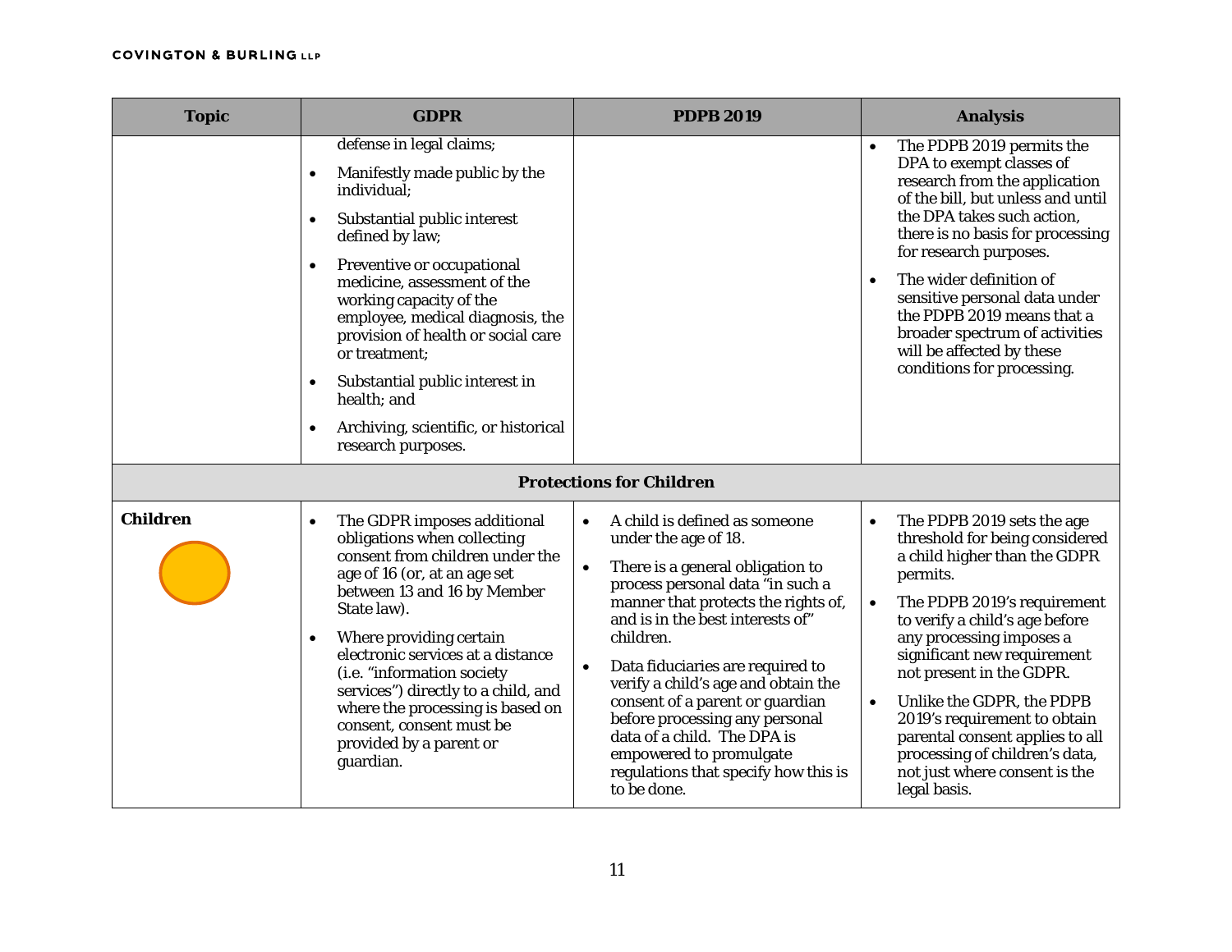| Topic | GDPR | PDPB 2019 | Analysis |
|---|---|---|---|
| | defense in legal claims;<br>• Manifestly made public by the individual;<br>• Substantial public interest defined by law;<br>• Preventive or occupational medicine, assessment of the working capacity of the employee, medical diagnosis, the provision of health or social care or treatment;<br>• Substantial public interest in health; and<br>• Archiving, scientific, or historical research purposes. | | • The PDPB 2019 permits the DPA to exempt classes of research from the application of the bill, but unless and until the DPA takes such action, there is no basis for processing for research purposes.<br>• The wider definition of sensitive personal data under the PDPB 2019 means that a broader spectrum of activities will be affected by these conditions for processing. |
| **Protections for Children** | | | |
| **Children** | • The GDPR imposes additional obligations when collecting consent from children under the age of 16 (or, at an age set between 13 and 16 by Member State law).<br>• Where providing certain electronic services at a distance (i.e. "information society services") directly to a child, and where the processing is based on consent, consent must be provided by a parent or guardian. | • A child is defined as someone under the age of 18.<br>• There is a general obligation to process personal data "in such a manner that protects the rights of, and is in the best interests of" children.<br>• Data fiduciaries are required to verify a child's age and obtain the consent of a parent or guardian before processing any personal data of a child. The DPA is empowered to promulgate regulations that specify how this is to be done. | • The PDPB 2019 sets the age threshold for being considered a child higher than the GDPR permits.<br>• The PDPB 2019's requirement to verify a child's age before any processing imposes a significant new requirement not present in the GDPR.<br>• Unlike the GDPR, the PDPB 2019's requirement to obtain parental consent applies to all processing of children's data, not just where consent is the legal basis. |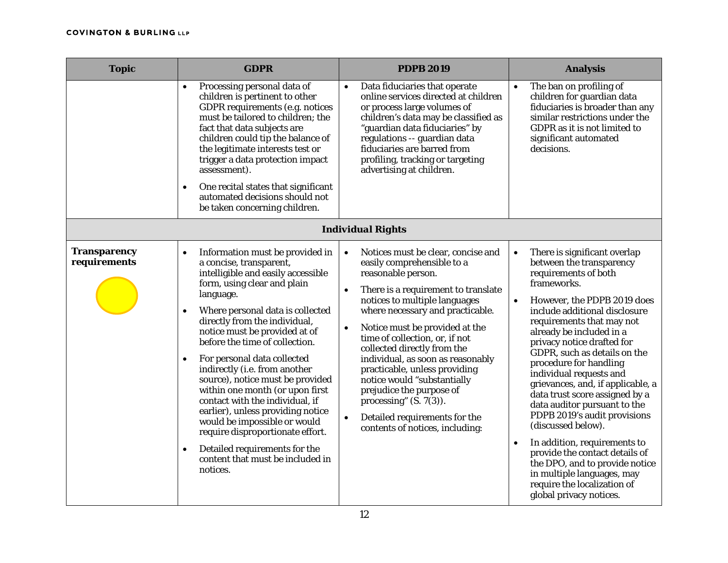| Topic | GDPR | PDPB 2019 | Analysis |
|---|---|---|---|
| | • Processing personal data of children is pertinent to other GDPR requirements (e.g. notices must be tailored to children; the fact that data subjects are children could tip the balance of the legitimate interests test or trigger a data protection impact assessment).<br>• One recital states that significant automated decisions should not be taken concerning children. | • Data fiduciaries that operate online services directed at children or process large volumes of children's data may be classified as "guardian data fiduciaries" by regulations -- guardian data fiduciaries are barred from profiling, tracking or targeting advertising at children. | • The ban on profiling of children for guardian data fiduciaries is broader than any similar restrictions under the GDPR as it is not limited to significant automated decisions. |
| **Individual Rights** | | | |
| **Transparency requirements** | • Information must be provided in a concise, transparent, intelligible and easily accessible form, using clear and plain language.<br>• Where personal data is collected directly from the individual, notice must be provided at of before the time of collection.<br>• For personal data collected indirectly (i.e. from another source), notice must be provided within one month (or upon first contact with the individual, if earlier), unless providing notice would be impossible or would require disproportionate effort.<br>• Detailed requirements for the content that must be included in notices. | • Notices must be clear, concise and easily comprehensible to a reasonable person.<br>• There is a requirement to translate notices to multiple languages where necessary and practicable.<br>• Notice must be provided at the time of collection, or, if not collected directly from the individual, as soon as reasonably practicable, unless providing notice would "substantially prejudice the purpose of processing" (S. 7(3)).<br>• Detailed requirements for the contents of notices, including: | • There is significant overlap between the transparency requirements of both frameworks.<br>• However, the PDPB 2019 does include additional disclosure requirements that may not already be included in a privacy notice drafted for GDPR, such as details on the procedure for handling individual requests and grievances, and, if applicable, a data trust score assigned by a data auditor pursuant to the PDPB 2019's audit provisions (discussed below).<br>• In addition, requirements to provide the contact details of the DPO, and to provide notice in multiple languages, may require the localization of global privacy notices. |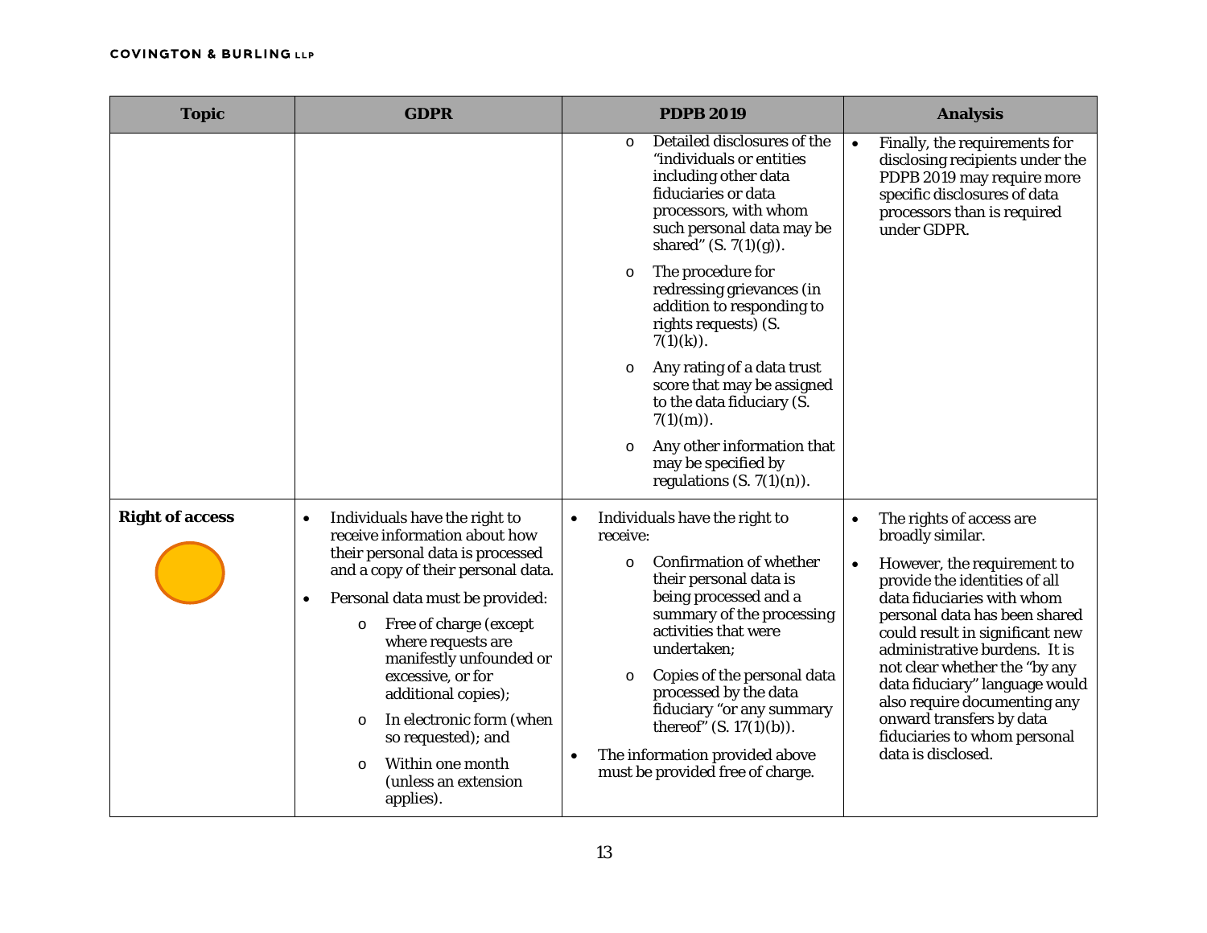| Topic | GDPR | PDPB 2019 | Analysis |
|---|---|---|---|
| | | o Detailed disclosures of the "individuals or entities including other data fiduciaries or data processors, with whom such personal data may be shared" (S. 7(1)(g)).<br>o The procedure for redressing grievances (in addition to responding to rights requests) (S. 7(1)(k)).<br>o Any rating of a data trust score that may be assigned to the data fiduciary (S. 7(1)(m)).<br>o Any other information that may be specified by regulations (S. 7(1)(n)). | • Finally, the requirements for disclosing recipients under the PDPB 2019 may require more specific disclosures of data processors than is required under GDPR. |
| **Right of access** | • Individuals have the right to receive information about how their personal data is processed and a copy of their personal data.<br>• Personal data must be provided:<br>o Free of charge (except where requests are manifestly unfounded or excessive, or for additional copies);<br>o In electronic form (when so requested); and<br>o Within one month (unless an extension applies). | • Individuals have the right to receive:<br>o Confirmation of whether their personal data is being processed and a summary of the processing activities that were undertaken;<br>o Copies of the personal data processed by the data fiduciary "or any summary thereof" (S. 17(1)(b)).<br>• The information provided above must be provided free of charge. | • The rights of access are broadly similar.<br>• However, the requirement to provide the identities of all data fiduciaries with whom personal data has been shared could result in significant new administrative burdens. It is not clear whether the "by any data fiduciary" language would also require documenting any onward transfers by data fiduciaries to whom personal data is disclosed. |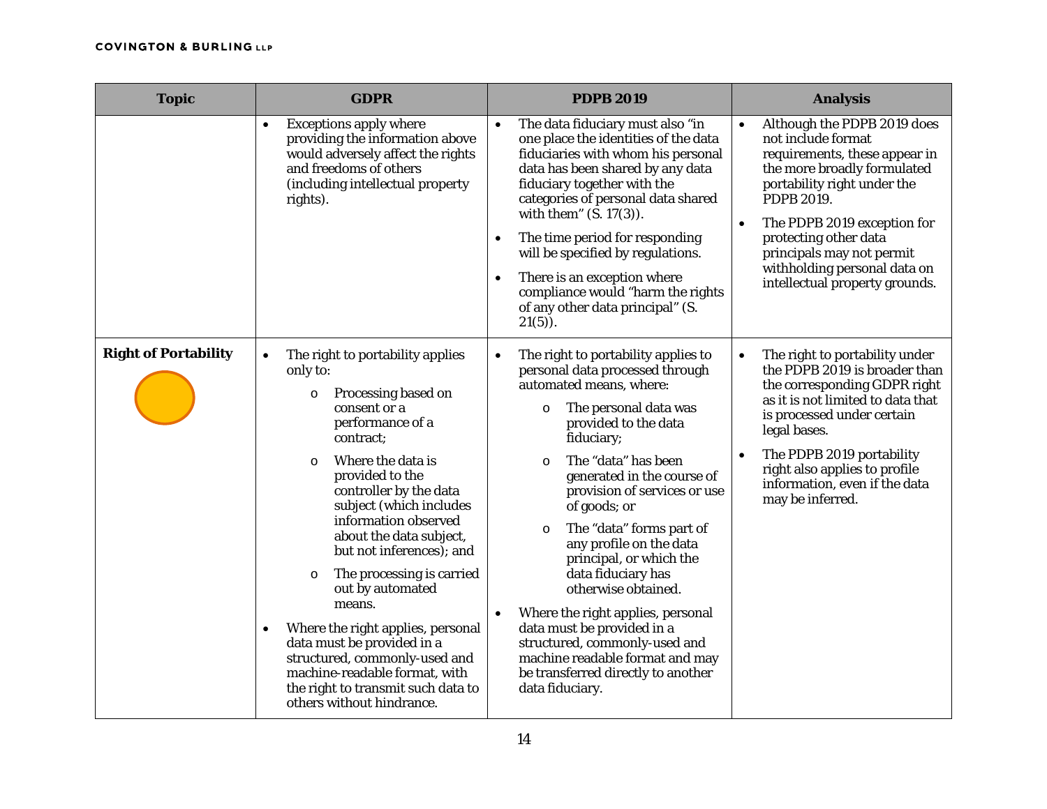| Topic | GDPR | PDPB 2019 | Analysis |
|---|---|---|---|
| | • Exceptions apply where providing the information above would adversely affect the rights and freedoms of others (including intellectual property rights). | • The data fiduciary must also "in one place the identities of the data fiduciaries with whom his personal data has been shared by any data fiduciary together with the categories of personal data shared with them" (S. 17(3)).<br>• The time period for responding will be specified by regulations.<br>• There is an exception where compliance would "harm the rights of any other data principal" (S. 21(5)). | • Although the PDPB 2019 does not include format requirements, these appear in the more broadly formulated portability right under the PDPB 2019.<br>• The PDPB 2019 exception for protecting other data principals may not permit withholding personal data on intellectual property grounds. |
| **Right of Portability** | • The right to portability applies only to:<br>o Processing based on consent or a performance of a contract;<br>o Where the data is provided to the controller by the data subject (which includes information observed about the data subject, but not inferences); and<br>o The processing is carried out by automated means.<br>• Where the right applies, personal data must be provided in a structured, commonly-used and machine-readable format, with the right to transmit such data to others without hindrance. | • The right to portability applies to personal data processed through automated means, where:<br>o The personal data was provided to the data fiduciary;<br>o The "data" has been generated in the course of provision of services or use of goods; or<br>o The "data" forms part of any profile on the data principal, or which the data fiduciary has otherwise obtained.<br>• Where the right applies, personal data must be provided in a structured, commonly-used and machine readable format and may be transferred directly to another data fiduciary. | • The right to portability under the PDPB 2019 is broader than the corresponding GDPR right as it is not limited to data that is processed under certain legal bases.<br>• The PDPB 2019 portability right also applies to profile information, even if the data may be inferred. |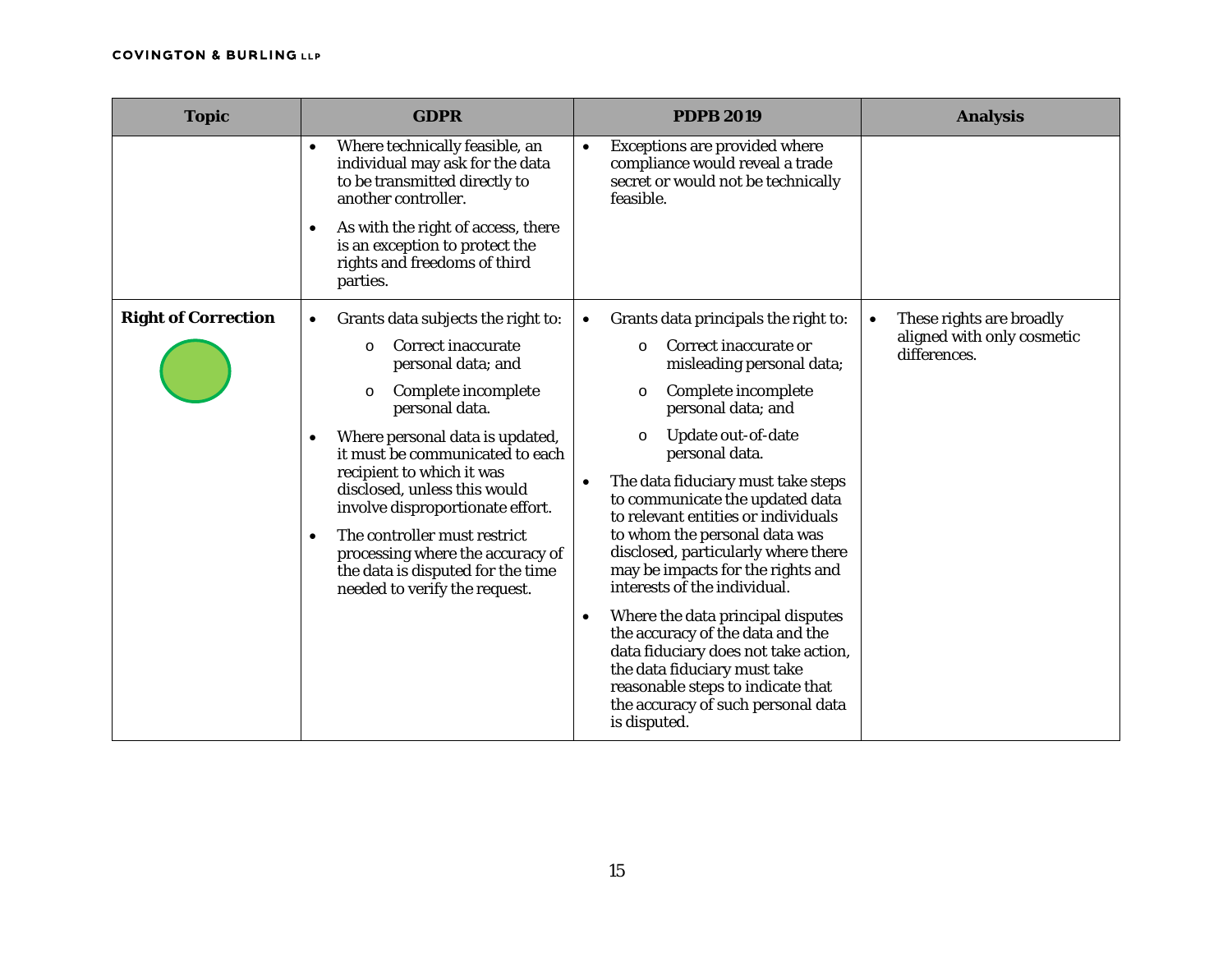| Topic | GDPR | PDPB 2019 | Analysis |
|---|---|---|---|
| | • Where technically feasible, an individual may ask for the data to be transmitted directly to another controller.<br>• As with the right of access, there is an exception to protect the rights and freedoms of third parties. | • Exceptions are provided where compliance would reveal a trade secret or would not be technically feasible. | |
| **Right of Correction** | • Grants data subjects the right to:<br>o Correct inaccurate personal data; and<br>o Complete incomplete personal data.<br>• Where personal data is updated, it must be communicated to each recipient to which it was disclosed, unless this would involve disproportionate effort.<br>• The controller must restrict processing where the accuracy of the data is disputed for the time needed to verify the request. | • Grants data principals the right to:<br>o Correct inaccurate or misleading personal data;<br>o Complete incomplete personal data; and<br>o Update out-of-date personal data.<br>• The data fiduciary must take steps to communicate the updated data to relevant entities or individuals to whom the personal data was disclosed, particularly where there may be impacts for the rights and interests of the individual.<br>• Where the data principal disputes the accuracy of the data and the data fiduciary does not take action, the data fiduciary must take reasonable steps to indicate that the accuracy of such personal data is disputed. | • These rights are broadly aligned with only cosmetic differences. |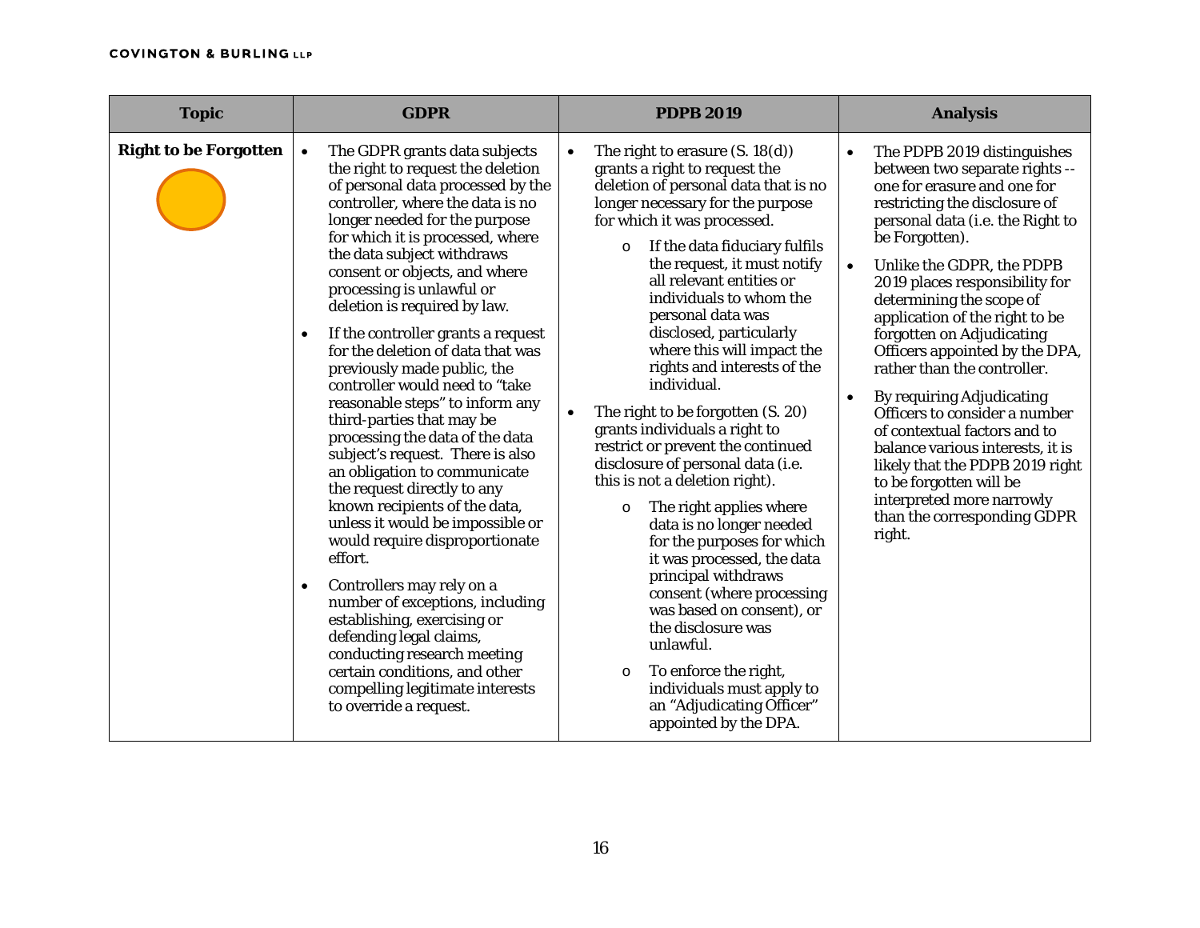| Topic | GDPR | PDPB 2019 | Analysis |
|---|---|---|---|
| **Right to be Forgotten** | • The GDPR grants data subjects the right to request the deletion of personal data processed by the controller, where the data is no longer needed for the purpose for which it is processed, where the data subject withdraws consent or objects, and where processing is unlawful or deletion is required by law.<br>• If the controller grants a request for the deletion of data that was previously made public, the controller would need to "take reasonable steps" to inform any third-parties that may be processing the data of the data subject's request. There is also an obligation to communicate the request directly to any known recipients of the data, unless it would be impossible or would require disproportionate effort.<br>• Controllers may rely on a number of exceptions, including establishing, exercising or defending legal claims, conducting research meeting certain conditions, and other compelling legitimate interests to override a request. | • The right to erasure (S. 18(d)) grants a right to request the deletion of personal data that is no longer necessary for the purpose for which it was processed.<br>  o If the data fiduciary fulfils the request, it must notify all relevant entities or individuals to whom the personal data was disclosed, particularly where this will impact the rights and interests of the individual.<br>• The right to be forgotten (S. 20) grants individuals a right to restrict or prevent the continued disclosure of personal data (i.e. this is not a deletion right).<br>  o The right applies where data is no longer needed for the purposes for which it was processed, the data principal withdraws consent (where processing was based on consent), or the disclosure was unlawful.<br>  o To enforce the right, individuals must apply to an "Adjudicating Officer" appointed by the DPA. | • The PDPB 2019 distinguishes between two separate rights -- one for erasure and one for restricting the disclosure of personal data (i.e. the Right to be Forgotten).<br>• Unlike the GDPR, the PDPB 2019 places responsibility for determining the scope of application of the right to be forgotten on Adjudicating Officers appointed by the DPA, rather than the controller.<br>• By requiring Adjudicating Officers to consider a number of contextual factors and to balance various interests, it is likely that the PDPB 2019 right to be forgotten will be interpreted more narrowly than the corresponding GDPR right. |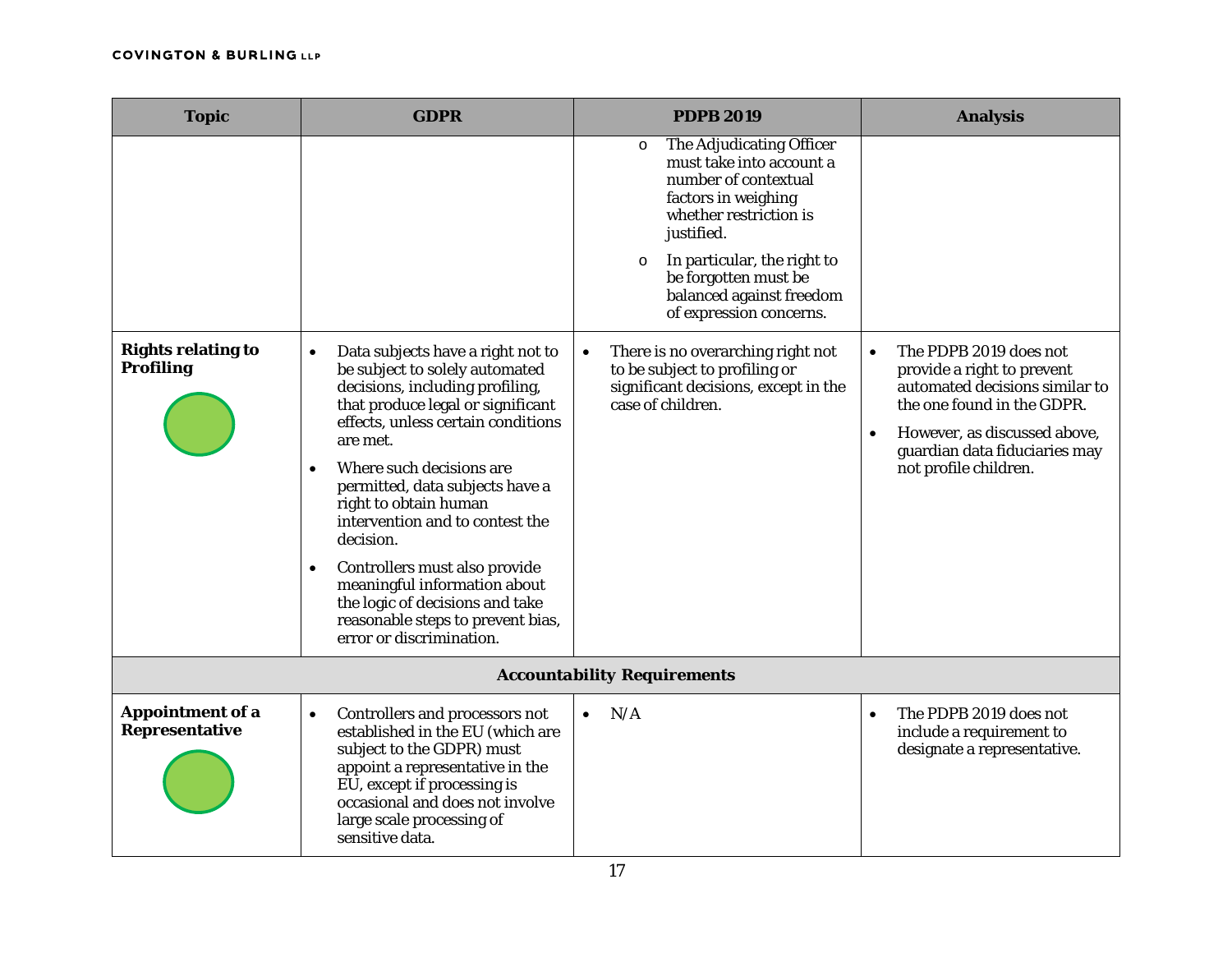| Topic | GDPR | PDPB 2019 | Analysis |
|---|---|---|---|
| | | o The Adjudicating Officer must take into account a number of contextual factors in weighing whether restriction is justified.<br>o In particular, the right to be forgotten must be balanced against freedom of expression concerns. | |
| **Rights relating to Profiling** | • Data subjects have a right not to be subject to solely automated decisions, including profiling, that produce legal or significant effects, unless certain conditions are met.<br>• Where such decisions are permitted, data subjects have a right to obtain human intervention and to contest the decision.<br>• Controllers must also provide meaningful information about the logic of decisions and take reasonable steps to prevent bias, error or discrimination. | • There is no overarching right not to be subject to profiling or significant decisions, except in the case of children. | • The PDPB 2019 does not provide a right to prevent automated decisions similar to the one found in the GDPR.<br>• However, as discussed above, guardian data fiduciaries may not profile children. |
| **Accountability Requirements** | | | |
| **Appointment of a Representative** | • Controllers and processors not established in the EU (which are subject to the GDPR) must appoint a representative in the EU, except if processing is occasional and does not involve large scale processing of sensitive data. | • N/A | • The PDPB 2019 does not include a requirement to designate a representative. |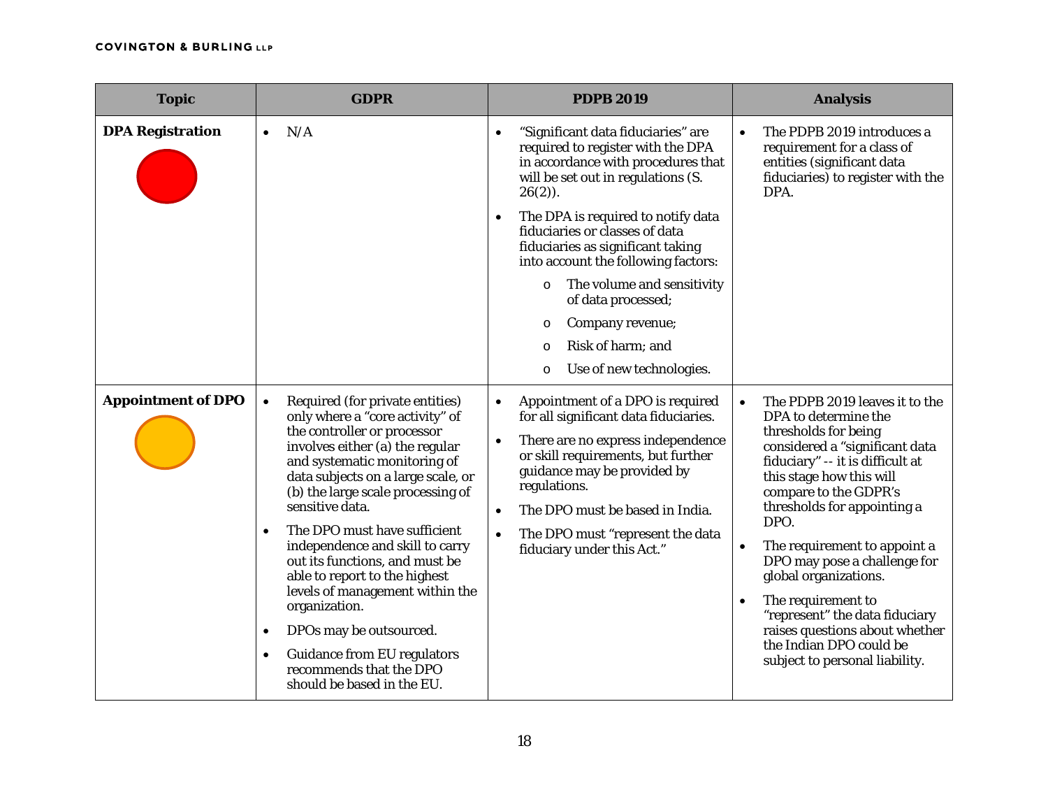| Topic | GDPR | PDPB 2019 | Analysis |
|---|---|---|---|
| **DPA Registration** | • N/A | • "Significant data fiduciaries" are required to register with the DPA in accordance with procedures that will be set out in regulations (S. 26(2)).<br>• The DPA is required to notify data fiduciaries or classes of data fiduciaries as significant taking into account the following factors:<br>o The volume and sensitivity of data processed;<br>o Company revenue;<br>o Risk of harm; and<br>o Use of new technologies. | • The PDPB 2019 introduces a requirement for a class of entities (significant data fiduciaries) to register with the DPA. |
| **Appointment of DPO** | • Required (for private entities) only where a "core activity" of the controller or processor involves either (a) the regular and systematic monitoring of data subjects on a large scale, or (b) the large scale processing of sensitive data.<br>• The DPO must have sufficient independence and skill to carry out its functions, and must be able to report to the highest levels of management within the organization.<br>• DPOs may be outsourced.<br>• Guidance from EU regulators recommends that the DPO should be based in the EU. | • Appointment of a DPO is required for all significant data fiduciaries.<br>• There are no express independence or skill requirements, but further guidance may be provided by regulations.<br>• The DPO must be based in India.<br>• The DPO must "represent the data fiduciary under this Act." | • The PDPB 2019 leaves it to the DPA to determine the thresholds for being considered a "significant data fiduciary" -- it is difficult at this stage how this will compare to the GDPR's thresholds for appointing a DPO.<br>• The requirement to appoint a DPO may pose a challenge for global organizations.<br>• The requirement to "represent" the data fiduciary raises questions about whether the Indian DPO could be subject to personal liability. |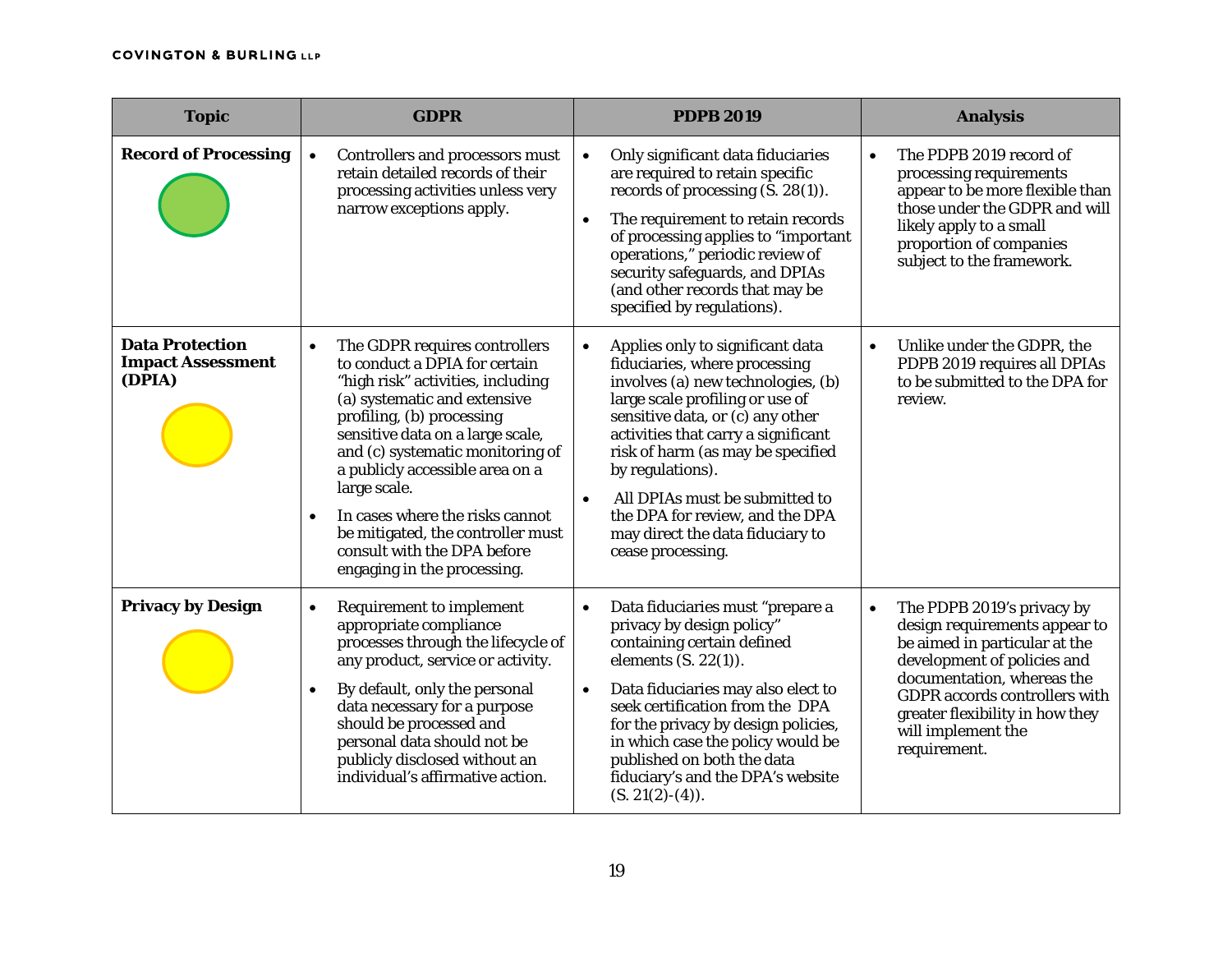| Topic | GDPR | PDPB 2019 | Analysis |
|---|---|---|---|
| **Record of Processing** | • Controllers and processors must retain detailed records of their processing activities unless very narrow exceptions apply. | • Only significant data fiduciaries are required to retain specific records of processing (S. 28(1)).<br>• The requirement to retain records of processing applies to "important operations," periodic review of security safeguards, and DPIAs (and other records that may be specified by regulations). | • The PDPB 2019 record of processing requirements appear to be more flexible than those under the GDPR and will likely apply to a small proportion of companies subject to the framework. |
| **Data Protection Impact Assessment (DPIA)** | • The GDPR requires controllers to conduct a DPIA for certain "high risk" activities, including (a) systematic and extensive profiling, (b) processing sensitive data on a large scale, and (c) systematic monitoring of a publicly accessible area on a large scale.<br>• In cases where the risks cannot be mitigated, the controller must consult with the DPA before engaging in the processing. | • Applies only to significant data fiduciaries, where processing involves (a) new technologies, (b) large scale profiling or use of sensitive data, or (c) any other activities that carry a significant risk of harm (as may be specified by regulations).<br>• All DPIAs must be submitted to the DPA for review, and the DPA may direct the data fiduciary to cease processing. | • Unlike under the GDPR, the PDPB 2019 requires all DPIAs to be submitted to the DPA for review. |
| **Privacy by Design** | • Requirement to implement appropriate compliance processes through the lifecycle of any product, service or activity.<br>• By default, only the personal data necessary for a purpose should be processed and personal data should not be publicly disclosed without an individual's affirmative action. | • Data fiduciaries must "prepare a privacy by design policy" containing certain defined elements (S. 22(1)).<br>• Data fiduciaries may also elect to seek certification from the DPA for the privacy by design policies, in which case the policy would be published on both the data fiduciary's and the DPA's website (S. 21(2)-(4)). | • The PDPB 2019's privacy by design requirements appear to be aimed in particular at the development of policies and documentation, whereas the GDPR accords controllers with greater flexibility in how they will implement the requirement. |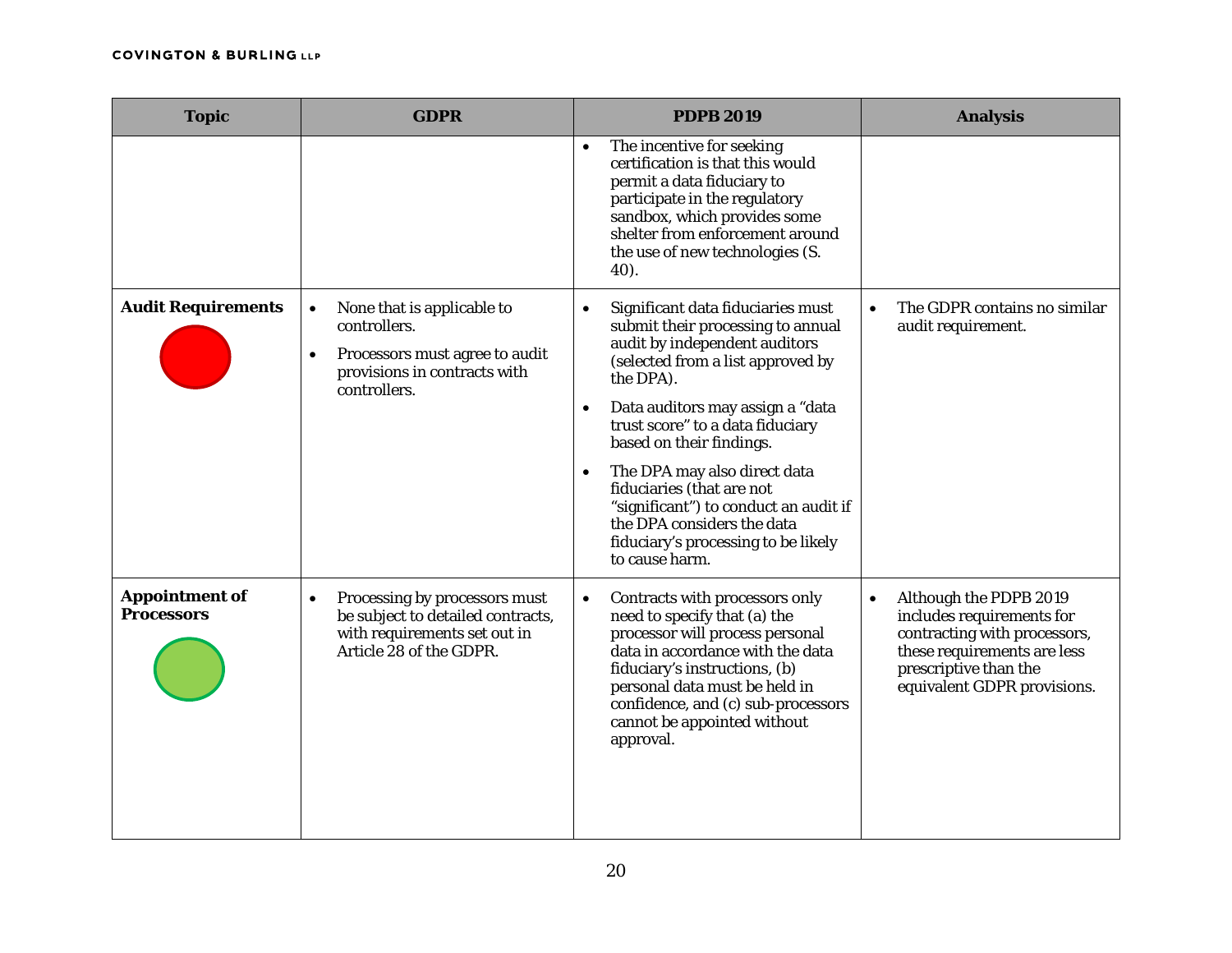| Topic | GDPR | PDPB 2019 | Analysis |
| --- | --- | --- | --- |
| | | • The incentive for seeking certification is that this would permit a data fiduciary to participate in the regulatory sandbox, which provides some shelter from enforcement around the use of new technologies (S. 40). | |
| **Audit Requirements** | • None that is applicable to controllers.<br>• Processors must agree to audit provisions in contracts with controllers. | • Significant data fiduciaries must submit their processing to annual audit by independent auditors (selected from a list approved by the DPA).<br>• Data auditors may assign a "data trust score" to a data fiduciary based on their findings.<br>• The DPA may also direct data fiduciaries (that are not "significant") to conduct an audit if the DPA considers the data fiduciary's processing to be likely to cause harm. | • The GDPR contains no similar audit requirement. |
| **Appointment of Processors** | • Processing by processors must be subject to detailed contracts, with requirements set out in Article 28 of the GDPR. | • Contracts with processors only need to specify that (a) the processor will process personal data in accordance with the data fiduciary's instructions, (b) personal data must be held in confidence, and (c) sub-processors cannot be appointed without approval. | • Although the PDPB 2019 includes requirements for contracting with processors, these requirements are less prescriptive than the equivalent GDPR provisions. |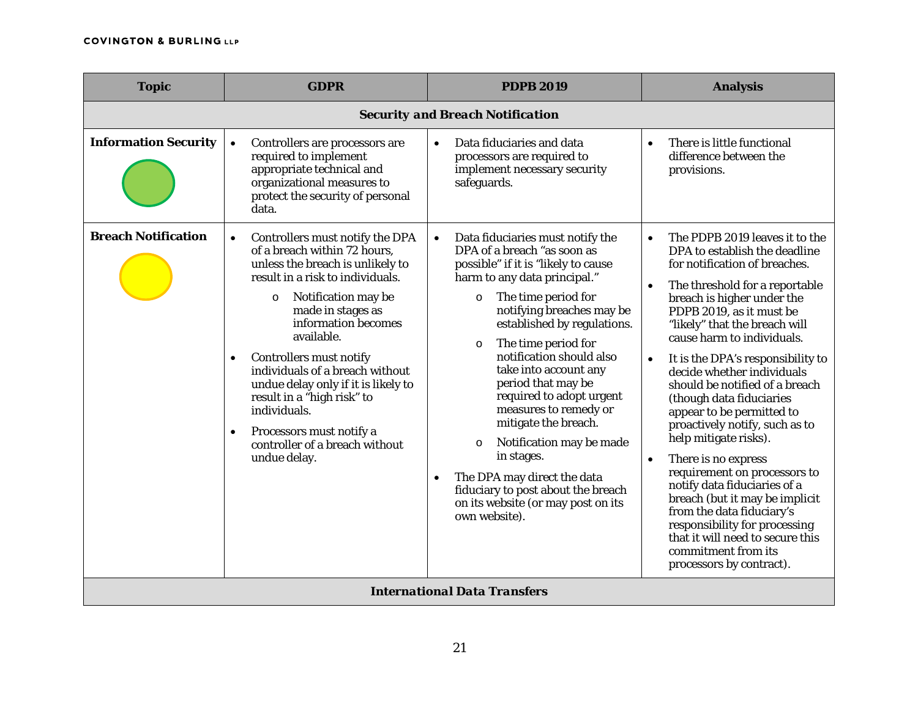| Topic | GDPR | PDPB 2019 | Analysis |
|---|---|---|---|
| **Security and Breach Notification** | | | |
| **Information Security** | • Controllers are processors are required to implement appropriate technical and organizational measures to protect the security of personal data. | • Data fiduciaries and data processors are required to implement necessary security safeguards. | • There is little functional difference between the provisions. |
| **Breach Notification** | • Controllers must notify the DPA of a breach within 72 hours, unless the breach is unlikely to result in a risk to individuals.<br>  o Notification may be made in stages as information becomes available.<br>• Controllers must notify individuals of a breach without undue delay only if it is likely to result in a "high risk" to individuals.<br>• Processors must notify a controller of a breach without undue delay. | • Data fiduciaries must notify the DPA of a breach "as soon as possible" if it is "likely to cause harm to any data principal."<br>  o The time period for notifying breaches may be established by regulations.<br>  o The time period for notification should also take into account any period that may be required to adopt urgent measures to remedy or mitigate the breach.<br>  o Notification may be made in stages.<br>• The DPA may direct the data fiduciary to post about the breach on its website (or may post on its own website). | • The PDPB 2019 leaves it to the DPA to establish the deadline for notification of breaches.<br>• The threshold for a reportable breach is higher under the PDPB 2019, as it must be "likely" that the breach will cause harm to individuals.<br>• It is the DPA's responsibility to decide whether individuals should be notified of a breach (though data fiduciaries appear to be permitted to proactively notify, such as to help mitigate risks).<br>• There is no express requirement on processors to notify data fiduciaries of a breach (but it may be implicit from the data fiduciary's responsibility for processing that it will need to secure this commitment from its processors by contract). |
| **International Data Transfers** | | | |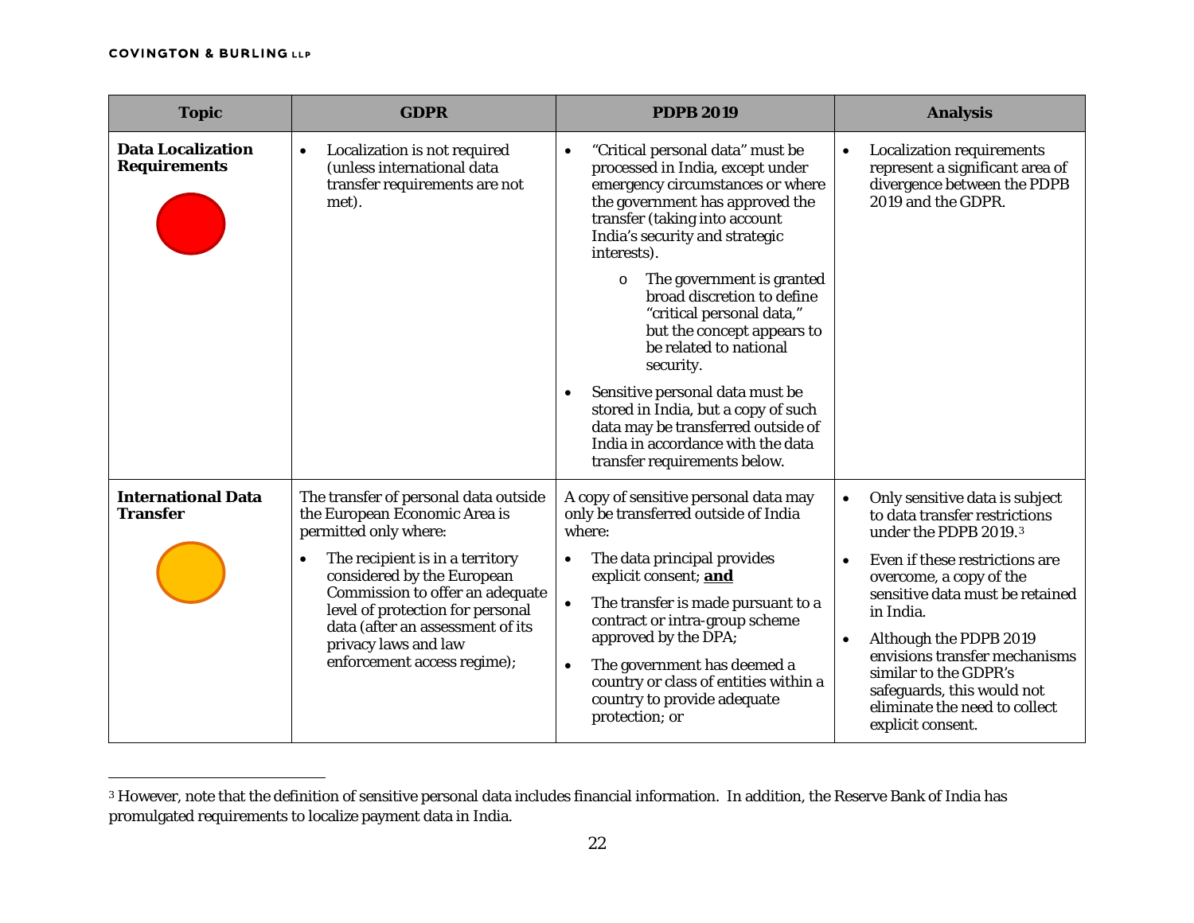| Topic | GDPR | PDPB 2019 | Analysis |
|---|---|---|---|
| **Data Localization Requirements** | • Localization is not required (unless international data transfer requirements are not met). | • "Critical personal data" must be processed in India, except under emergency circumstances or where the government has approved the transfer (taking into account India's security and strategic interests).<br>o The government is granted broad discretion to define "critical personal data," but the concept appears to be related to national security.<br>• Sensitive personal data must be stored in India, but a copy of such data may be transferred outside of India in accordance with the data transfer requirements below. | • Localization requirements represent a significant area of divergence between the PDPB 2019 and the GDPR. |
| **International Data Transfer** | The transfer of personal data outside the European Economic Area is permitted only where:<br>• The recipient is in a territory considered by the European Commission to offer an adequate level of protection for personal data (after an assessment of its privacy laws and law enforcement access regime); | A copy of sensitive personal data may only be transferred outside of India where:<br>• The data principal provides explicit consent; **and**<br>• The transfer is made pursuant to a contract or intra-group scheme approved by the DPA;<br>• The government has deemed a country or class of entities within a country to provide adequate protection; or | • Only sensitive data is subject to data transfer restrictions under the PDPB 2019.[3]<br>• Even if these restrictions are overcome, a copy of the sensitive data must be retained in India.<br>• Although the PDPB 2019 envisions transfer mechanisms similar to the GDPR's safeguards, this would not eliminate the need to collect explicit consent. |

[3] However, note that the definition of sensitive personal data includes financial information. In addition, the Reserve Bank of India has promulgated requirements to localize payment data in India.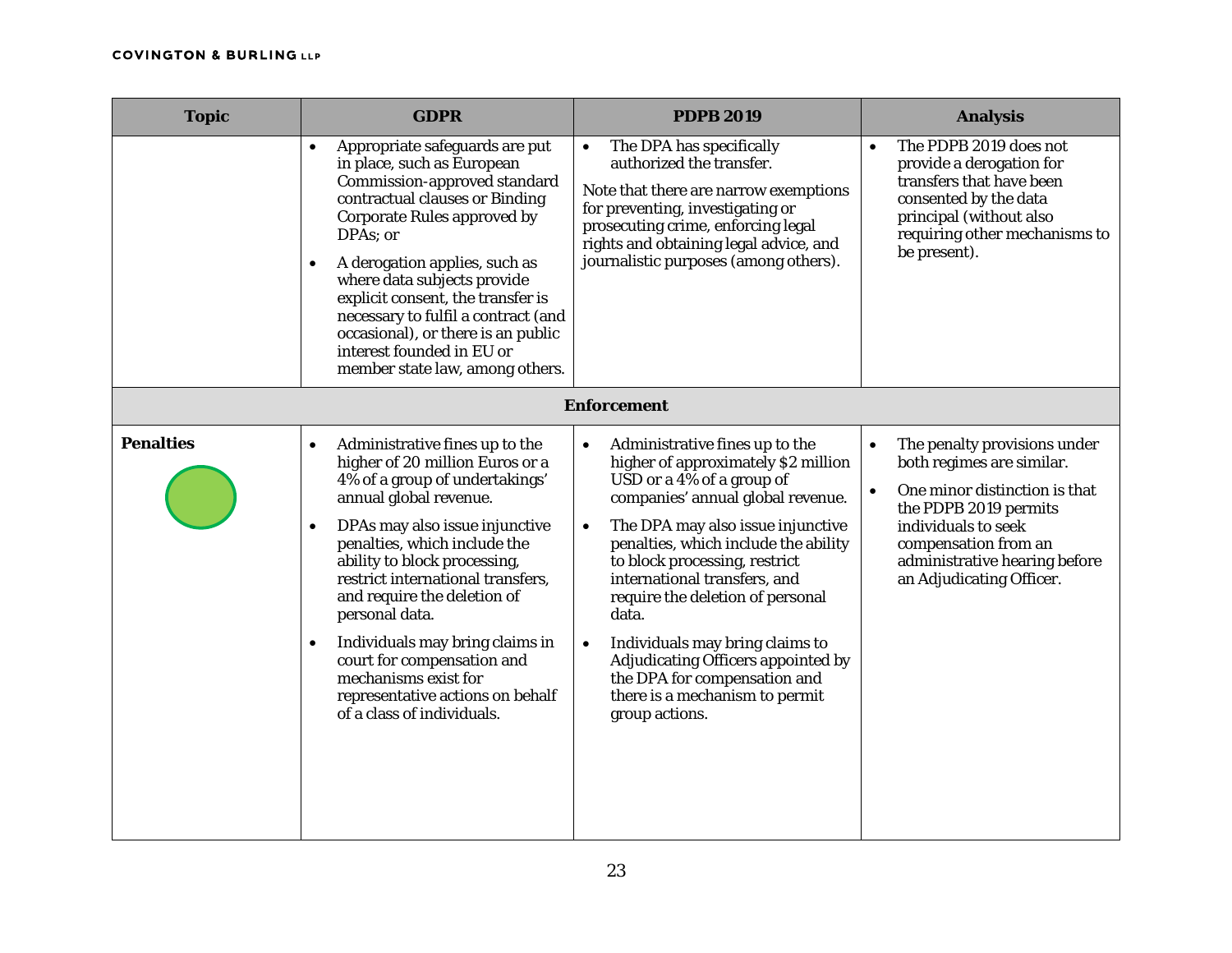| Topic | GDPR | PDPB 2019 | Analysis |
|---|---|---|---|
| | • Appropriate safeguards are put in place, such as European Commission-approved standard contractual clauses or Binding Corporate Rules approved by DPAs; or<br>• A derogation applies, such as where data subjects provide explicit consent, the transfer is necessary to fulfil a contract (and occasional), or there is an public interest founded in EU or member state law, among others. | • The DPA has specifically authorized the transfer.<br>Note that there are narrow exemptions for preventing, investigating or prosecuting crime, enforcing legal rights and obtaining legal advice, and journalistic purposes (among others). | • The PDPB 2019 does not provide a derogation for transfers that have been consented by the data principal (without also requiring other mechanisms to be present). |
| **Enforcement** | | | |
| **Penalties** | • Administrative fines up to the higher of 20 million Euros or a 4% of a group of undertakings' annual global revenue.<br>• DPAs may also issue injunctive penalties, which include the ability to block processing, restrict international transfers, and require the deletion of personal data.<br>• Individuals may bring claims in court for compensation and mechanisms exist for representative actions on behalf of a class of individuals. | • Administrative fines up to the higher of approximately $2 million USD or a 4% of a group of companies' annual global revenue.<br>• The DPA may also issue injunctive penalties, which include the ability to block processing, restrict international transfers, and require the deletion of personal data.<br>• Individuals may bring claims to Adjudicating Officers appointed by the DPA for compensation and there is a mechanism to permit group actions. | • The penalty provisions under both regimes are similar.<br>• One minor distinction is that the PDPB 2019 permits individuals to seek compensation from an administrative hearing before an Adjudicating Officer. |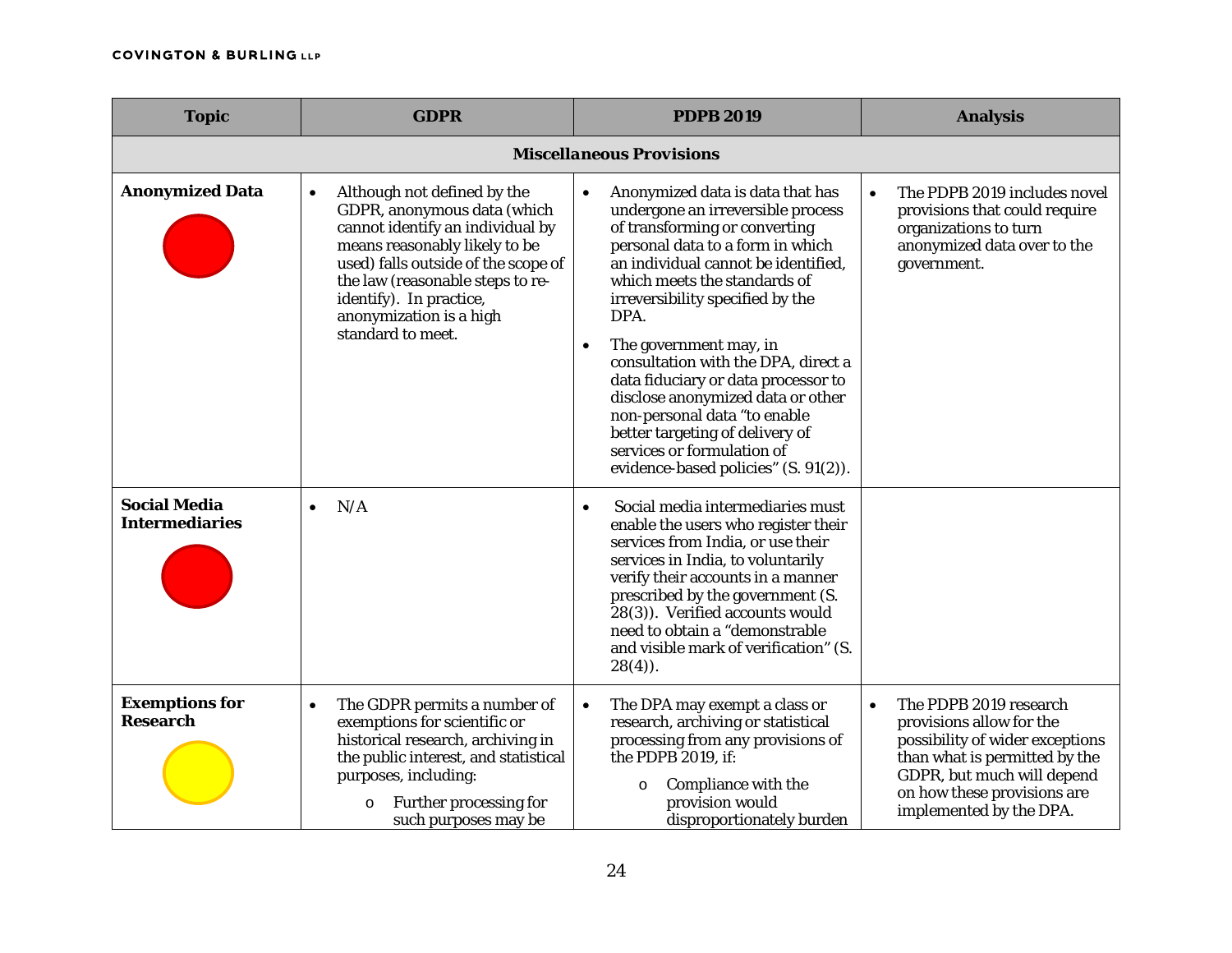| Topic | GDPR | PDPB 2019 | Analysis |
|---|---|---|---|
| **Miscellaneous Provisions** | | | |
| **Anonymized Data** | • Although not defined by the GDPR, anonymous data (which cannot identify an individual by means reasonably likely to be used) falls outside of the scope of the law (reasonable steps to re-identify). In practice, anonymization is a high standard to meet. | • Anonymized data is data that has undergone an irreversible process of transforming or converting personal data to a form in which an individual cannot be identified, which meets the standards of irreversibility specified by the DPA.<br>• The government may, in consultation with the DPA, direct a data fiduciary or data processor to disclose anonymized data or other non-personal data "to enable better targeting of delivery of services or formulation of evidence-based policies" (S. 91(2)). | • The PDPB 2019 includes novel provisions that could require organizations to turn anonymized data over to the government. |
| **Social Media Intermediaries** | • N/A | • Social media intermediaries must enable the users who register their services from India, or use their services in India, to voluntarily verify their accounts in a manner prescribed by the government (S. 28(3)). Verified accounts would need to obtain a "demonstrable and visible mark of verification" (S. 28(4)). | |
| **Exemptions for Research** | • The GDPR permits a number of exemptions for scientific or historical research, archiving in the public interest, and statistical purposes, including:<br>  o Further processing for such purposes may be | • The DPA may exempt a class or research, archiving or statistical processing from any provisions of the PDPB 2019, if:<br>  o Compliance with the provision would disproportionately burden | • The PDPB 2019 research provisions allow for the possibility of wider exceptions than what is permitted by the GDPR, but much will depend on how these provisions are implemented by the DPA. |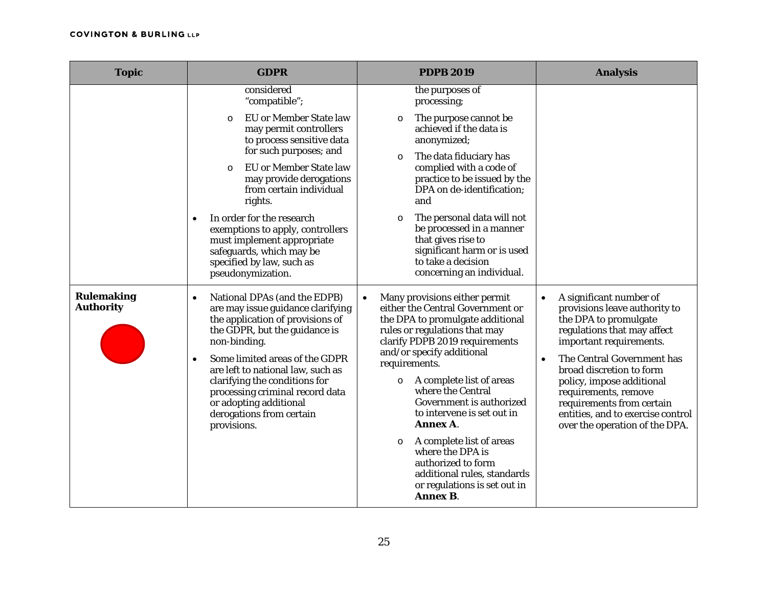| Topic | GDPR | PDPB 2019 | Analysis |
|---|---|---|---|
| | considered "compatible";<br>o EU or Member State law may permit controllers to process sensitive data for such purposes; and<br>o EU or Member State law may provide derogations from certain individual rights.<br>• In order for the research exemptions to apply, controllers must implement appropriate safeguards, which may be specified by law, such as pseudonymization. | the purposes of processing;<br>o The purpose cannot be achieved if the data is anonymized;<br>o The data fiduciary has complied with a code of practice to be issued by the DPA on de-identification; and<br>o The personal data will not be processed in a manner that gives rise to significant harm or is used to take a decision concerning an individual. | |
| **Rulemaking Authority** | • National DPAs (and the EDPB) are may issue guidance clarifying the application of provisions of the GDPR, but the guidance is non-binding.<br>• Some limited areas of the GDPR are left to national law, such as clarifying the conditions for processing criminal record data or adopting additional derogations from certain provisions. | • Many provisions either permit either the Central Government or the DPA to promulgate additional rules or regulations that may clarify PDPB 2019 requirements and/or specify additional requirements.<br>o A complete list of areas where the Central Government is authorized to intervene is set out in **Annex A**.<br>o A complete list of areas where the DPA is authorized to form additional rules, standards or regulations is set out in **Annex B**. | • A significant number of provisions leave authority to the DPA to promulgate regulations that may affect important requirements.<br>• The Central Government has broad discretion to form policy, impose additional requirements, remove requirements from certain entities, and to exercise control over the operation of the DPA. |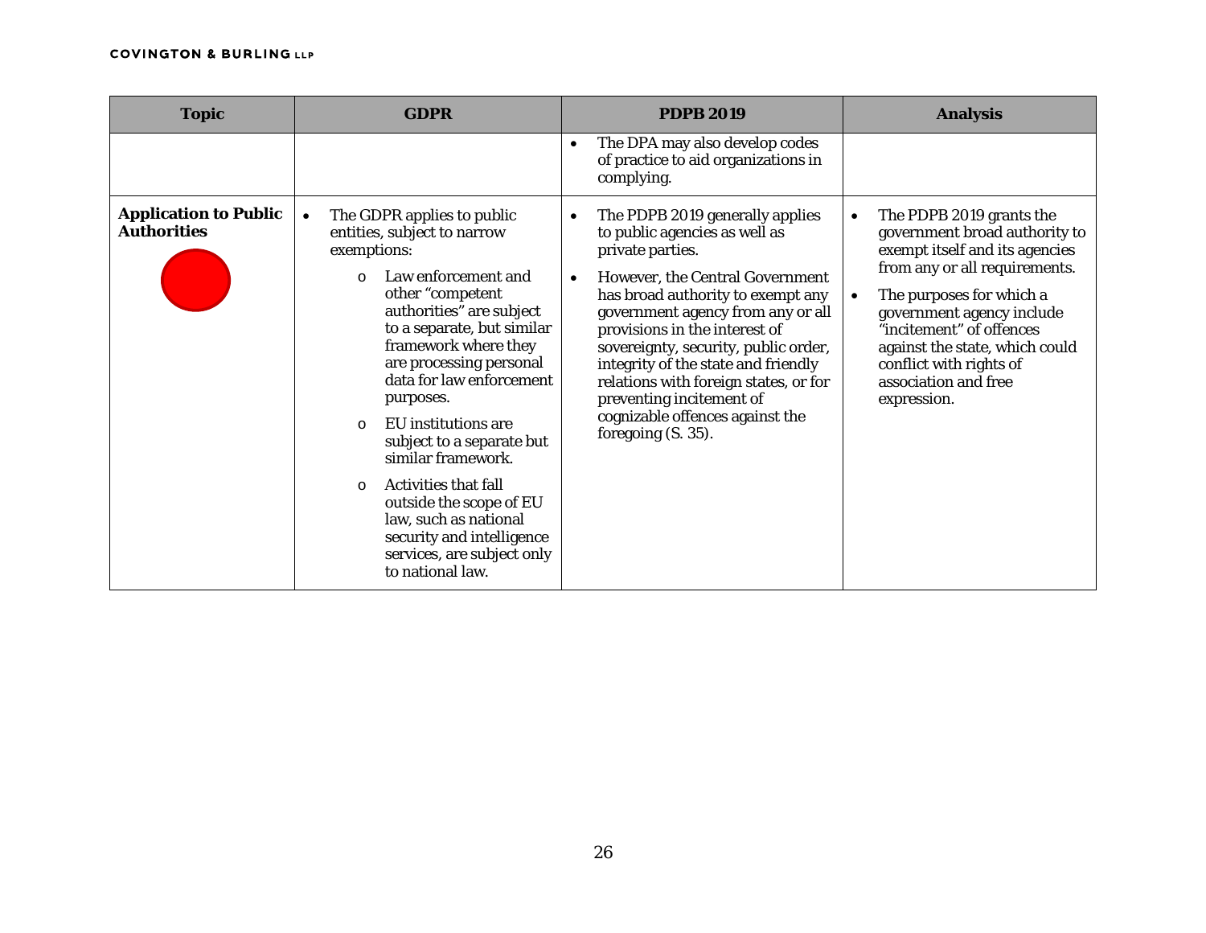| Topic | GDPR | PDPB 2019 | Analysis |
|---|---|---|---|
| | | • The DPA may also develop codes of practice to aid organizations in complying. | |
| **Application to Public Authorities** | • The GDPR applies to public entities, subject to narrow exemptions:<br>o Law enforcement and other "competent authorities" are subject to a separate, but similar framework where they are processing personal data for law enforcement purposes.<br>o EU institutions are subject to a separate but similar framework.<br>o Activities that fall outside the scope of EU law, such as national security and intelligence services, are subject only to national law. | • The PDPB 2019 generally applies to public agencies as well as private parties.<br>• However, the Central Government has broad authority to exempt any government agency from any or all provisions in the interest of sovereignty, security, public order, integrity of the state and friendly relations with foreign states, or for preventing incitement of cognizable offences against the foregoing (S. 35). | • The PDPB 2019 grants the government broad authority to exempt itself and its agencies from any or all requirements.<br>• The purposes for which a government agency include "incitement" of offences against the state, which could conflict with rights of association and free expression. |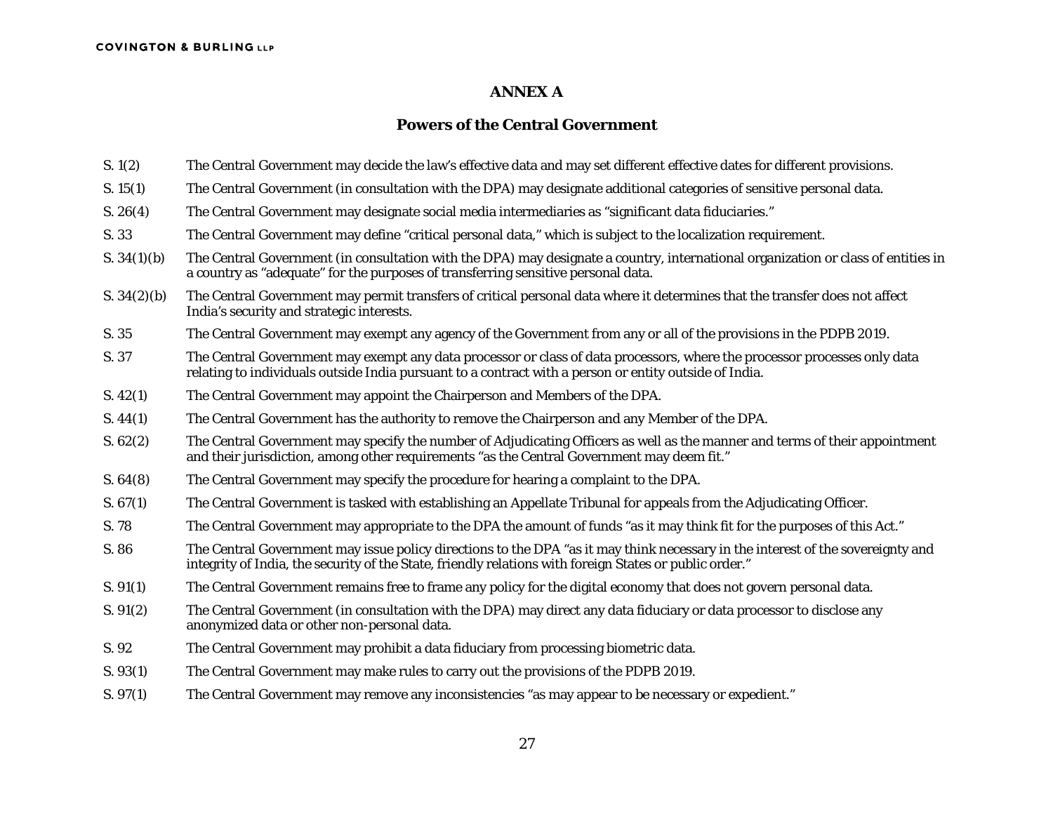# ANNEX A

## Powers of the Central Government

| | |
|---|---|
| S. 1(2) | The Central Government may decide the law's effective data and may set different effective dates for different provisions. |
| S. 15(1) | The Central Government (in consultation with the DPA) may designate additional categories of sensitive personal data. |
| S. 26(4) | The Central Government may designate social media intermediaries as "significant data fiduciaries." |
| S. 33 | The Central Government may define "critical personal data," which is subject to the localization requirement. |
| S. 34(1)(b) | The Central Government (in consultation with the DPA) may designate a country, international organization or class of entities in a country as "adequate" for the purposes of transferring sensitive personal data. |
| S. 34(2)(b) | The Central Government may permit transfers of critical personal data where it determines that the transfer does not affect India's security and strategic interests. |
| S. 35 | The Central Government may exempt any agency of the Government from any or all of the provisions in the PDPB 2019. |
| S. 37 | The Central Government may exempt any data processor or class of data processors, where the processor processes only data relating to individuals outside India pursuant to a contract with a person or entity outside of India. |
| S. 42(1) | The Central Government may appoint the Chairperson and Members of the DPA. |
| S. 44(1) | The Central Government has the authority to remove the Chairperson and any Member of the DPA. |
| S. 62(2) | The Central Government may specify the number of Adjudicating Officers as well as the manner and terms of their appointment and their jurisdiction, among other requirements "as the Central Government may deem fit." |
| S. 64(8) | The Central Government may specify the procedure for hearing a complaint to the DPA. |
| S. 67(1) | The Central Government is tasked with establishing an Appellate Tribunal for appeals from the Adjudicating Officer. |
| S. 78 | The Central Government may appropriate to the DPA the amount of funds "as it may think fit for the purposes of this Act." |
| S. 86 | The Central Government may issue policy directions to the DPA "as it may think necessary in the interest of the sovereignty and integrity of India, the security of the State, friendly relations with foreign States or public order." |
| S. 91(1) | The Central Government remains free to frame any policy for the digital economy that does not govern personal data. |
| S. 91(2) | The Central Government (in consultation with the DPA) may direct any data fiduciary or data processor to disclose any anonymized data or other non-personal data. |
| S. 92 | The Central Government may prohibit a data fiduciary from processing biometric data. |
| S. 93(1) | The Central Government may make rules to carry out the provisions of the PDPB 2019. |
| S. 97(1) | The Central Government may remove any inconsistencies "as may appear to be necessary or expedient." |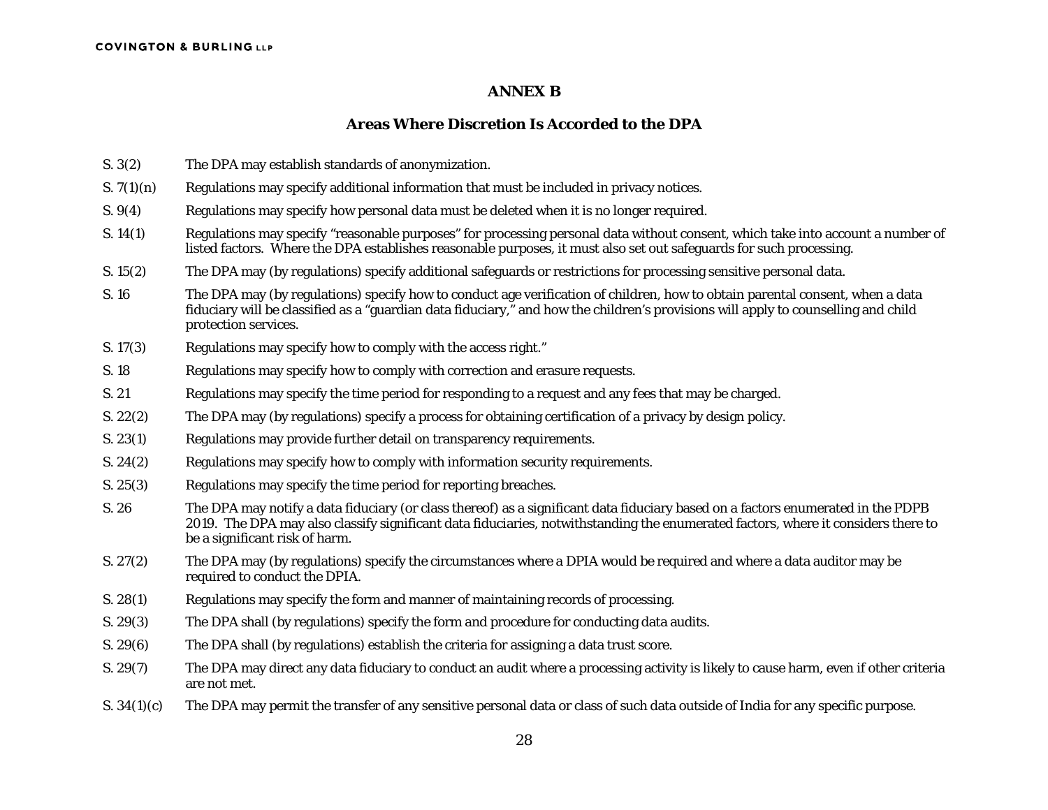## ANNEX B

### Areas Where Discretion Is Accorded to the DPA

| | |
|---|---|
| S. 3(2) | The DPA may establish standards of anonymization. |
| S. 7(1)(n) | Regulations may specify additional information that must be included in privacy notices. |
| S. 9(4) | Regulations may specify how personal data must be deleted when it is no longer required. |
| S. 14(1) | Regulations may specify "reasonable purposes" for processing personal data without consent, which take into account a number of listed factors. Where the DPA establishes reasonable purposes, it must also set out safeguards for such processing. |
| S. 15(2) | The DPA may (by regulations) specify additional safeguards or restrictions for processing sensitive personal data. |
| S. 16 | The DPA may (by regulations) specify how to conduct age verification of children, how to obtain parental consent, when a data fiduciary will be classified as a "guardian data fiduciary," and how the children's provisions will apply to counselling and child protection services. |
| S. 17(3) | Regulations may specify how to comply with the access right." |
| S. 18 | Regulations may specify how to comply with correction and erasure requests. |
| S. 21 | Regulations may specify the time period for responding to a request and any fees that may be charged. |
| S. 22(2) | The DPA may (by regulations) specify a process for obtaining certification of a privacy by design policy. |
| S. 23(1) | Regulations may provide further detail on transparency requirements. |
| S. 24(2) | Regulations may specify how to comply with information security requirements. |
| S. 25(3) | Regulations may specify the time period for reporting breaches. |
| S. 26 | The DPA may notify a data fiduciary (or class thereof) as a significant data fiduciary based on a factors enumerated in the PDPB 2019. The DPA may also classify significant data fiduciaries, notwithstanding the enumerated factors, where it considers there to be a significant risk of harm. |
| S. 27(2) | The DPA may (by regulations) specify the circumstances where a DPIA would be required and where a data auditor may be required to conduct the DPIA. |
| S. 28(1) | Regulations may specify the form and manner of maintaining records of processing. |
| S. 29(3) | The DPA shall (by regulations) specify the form and procedure for conducting data audits. |
| S. 29(6) | The DPA shall (by regulations) establish the criteria for assigning a data trust score. |
| S. 29(7) | The DPA may direct any data fiduciary to conduct an audit where a processing activity is likely to cause harm, even if other criteria are not met. |
| S. 34(1)(c) | The DPA may permit the transfer of any sensitive personal data or class of such data outside of India for any specific purpose. |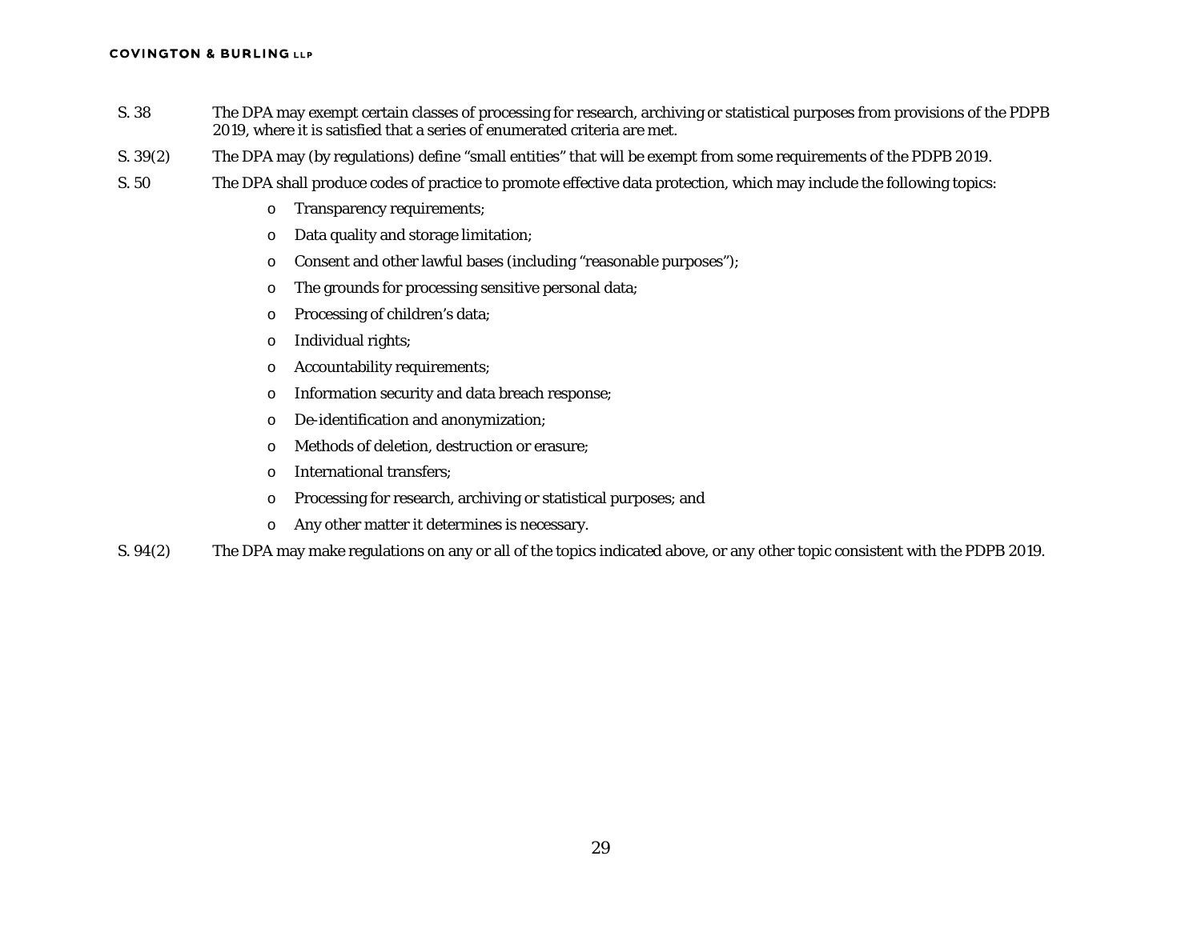| | |
|---|---|
| S. 38 | The DPA may exempt certain classes of processing for research, archiving or statistical purposes from provisions of the PDPB 2019, where it is satisfied that a series of enumerated criteria are met. |
| S. 39(2) | The DPA may (by regulations) define "small entities" that will be exempt from some requirements of the PDPB 2019. |
| S. 50 | The DPA shall produce codes of practice to promote effective data protection, which may include the following topics:<br>o Transparency requirements;<br>o Data quality and storage limitation;<br>o Consent and other lawful bases (including "reasonable purposes");<br>o The grounds for processing sensitive personal data;<br>o Processing of children's data;<br>o Individual rights;<br>o Accountability requirements;<br>o Information security and data breach response;<br>o De-identification and anonymization;<br>o Methods of deletion, destruction or erasure;<br>o International transfers;<br>o Processing for research, archiving or statistical purposes; and<br>o Any other matter it determines is necessary. |
| S. 94(2) | The DPA may make regulations on any or all of the topics indicated above, or any other topic consistent with the PDPB 2019. |